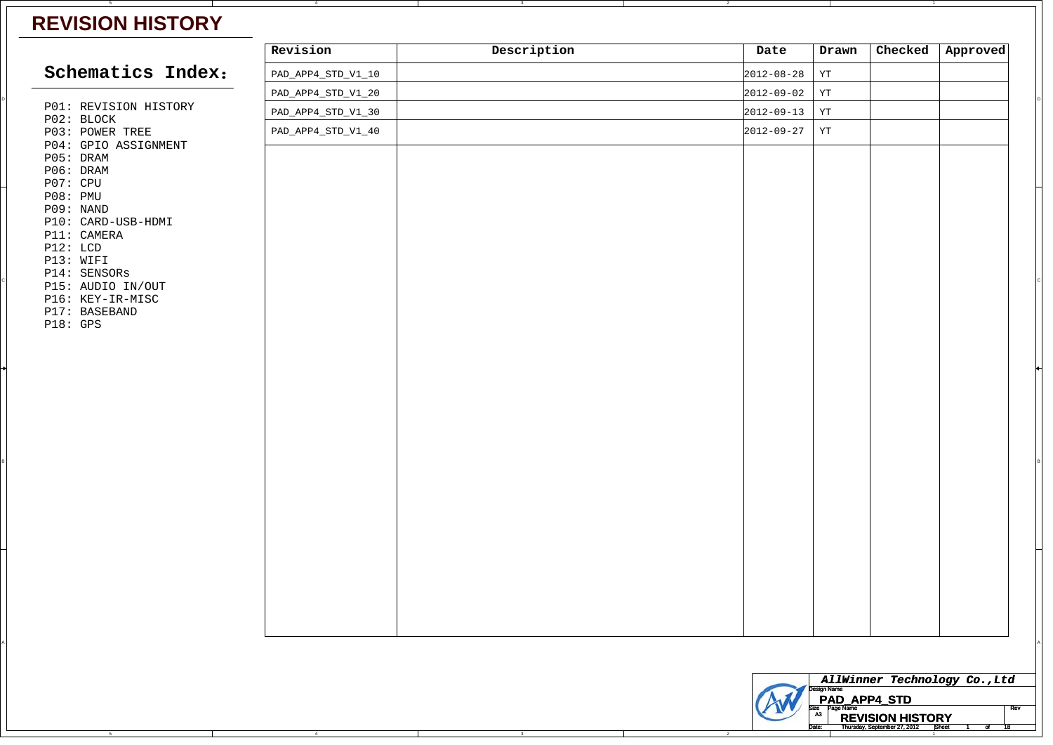# REVISION HISTORY

## Schematics Index:

P01: REVISION HISTORY
P02: BLOCK
P03: POWER TREE
P04: GPIO ASSIGNMENT
P05: DRAM
P06: DRAM
P07: CPU
P08: PMU
P09: NAND
P10: CARD-USB-HDMI
P11: CAMERA
P12: LCD
P13: WIFI
P14: SENSORs
P15: AUDIO IN/OUT
P16: KEY-IR-MISC
P17: BASEBAND
P18: GPS

| Revision | Description | Date | Drawn | Checked | Approved |
|---|---|---|---|---|---|
| PAD_APP4_STD_V1_10 | | 2012-08-28 | YT | | |
| PAD_APP4_STD_V1_20 | | 2012-09-02 | YT | | |
| PAD_APP4_STD_V1_30 | | 2012-09-13 | YT | | |
| PAD_APP4_STD_V1_40 | | 2012-09-27 | YT | | |

AllWinner Technology Co.,Ltd

Design Name: PAD_APP4_STD

Size: A3 | Page Name: REVISION HISTORY | Rev

Date: Thursday, September 27, 2012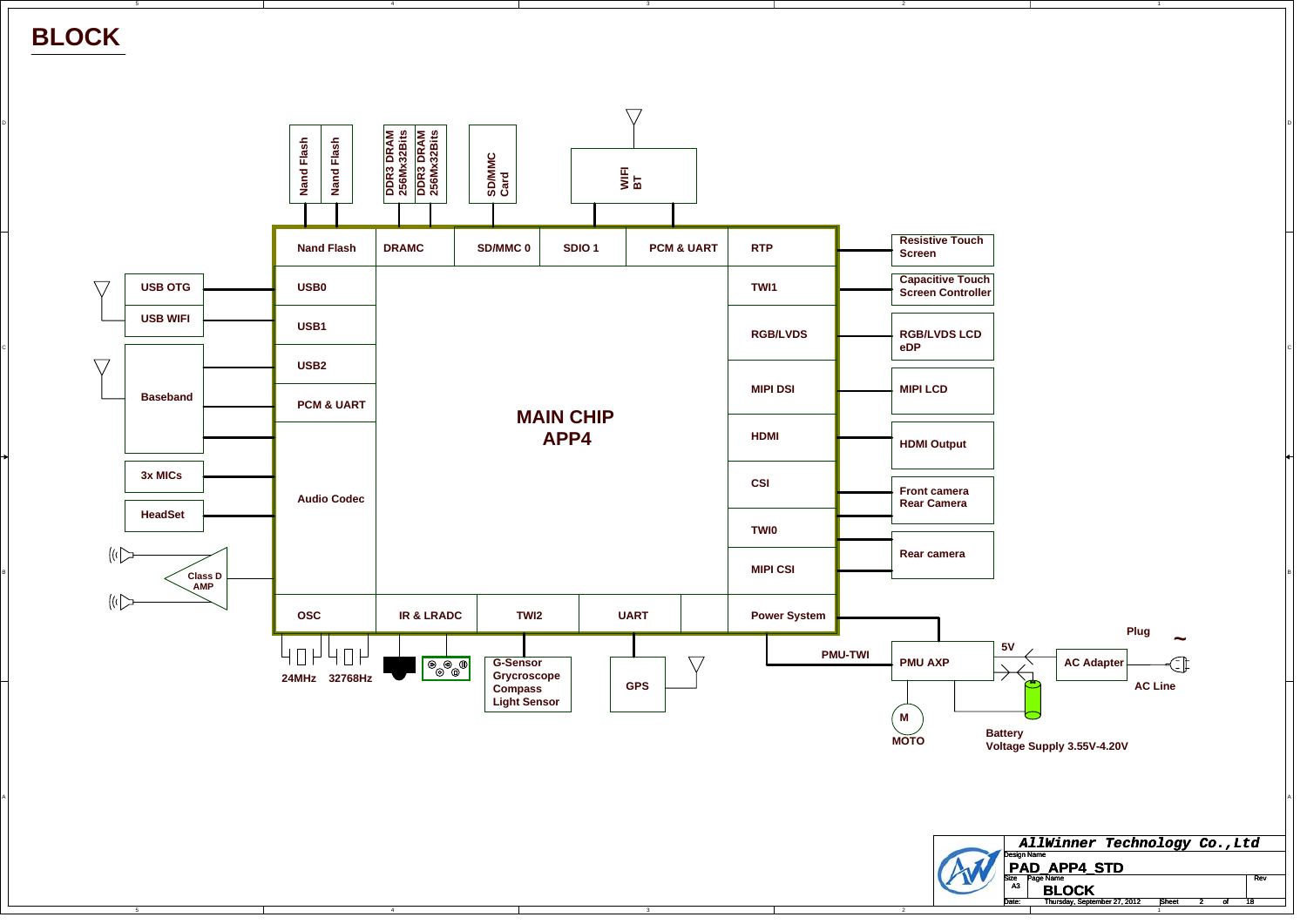# BLOCK

Nand Flash | Nand Flash

DDR3 DRAM 256Mx32Bits | DDR3 DRAM 256Mx32Bits

SD/MMC Card

WIFI BT

**MAIN CHIP APP4**

| Nand Flash | DRAMC | SD/MMC 0 | SDIO 1 | PCM & UART | RTP |
|---|---|---|---|---|---|

Left side interfaces:

- USB OTG — USB0
- USB WIFI — USB1
- Baseband — USB2, PCM & UART
- 3x MICs — Audio Codec
- HeadSet — Audio Codec
- Class D AMP — Audio Codec

Right side interfaces:

- RTP — Resistive Touch Screen
- TWI1 — Capacitive Touch Screen Controller
- RGB/LVDS — RGB/LVDS LCD eDP
- MIPI DSI — MIPI LCD
- HDMI — HDMI Output
- CSI — Front camera, Rear Camera
- TWI0
- MIPI CSI — Rear camera
- Power System — PMU AXP

Bottom interfaces:

| OSC | IR & LRADC | TWI2 | UART | Power System |
|---|---|---|---|---|

- OSC — 24MHz, 32768Hz
- TWI2 — G-Sensor, Grycroscope, Compass, Light Sensor
- UART — GPS

PMU-TWI — PMU AXP

5V — AC Adapter — Plug ~ AC Line

M MOTO

Battery
Voltage Supply 3.55V-4.20V

AllWinner Technology Co.,Ltd

Design Name: PAD_APP4_STD

Size: A3 | Page Name: BLOCK | Rev

Date: Thursday, September 27, 2012 | Sheet 2 of 18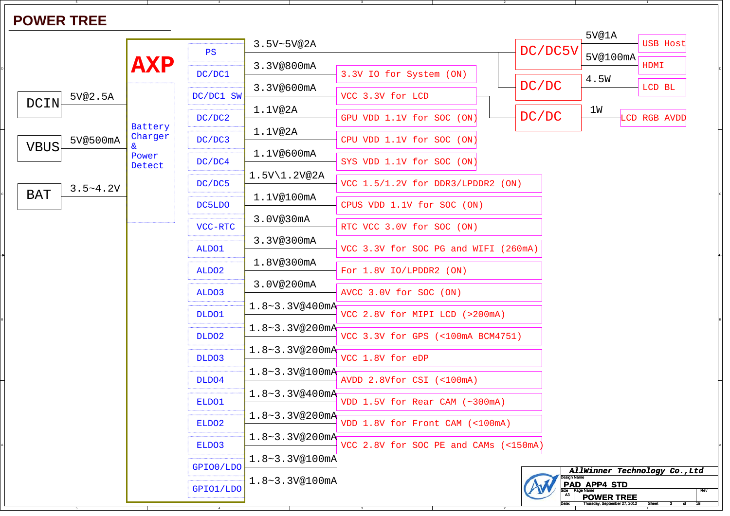# POWER TREE

## Inputs

| Source | Rating |
|---|---|
| DCIN | 5V@2.5A |
| VBUS | 5V@500mA |
| BAT | 3.5~4.2V |

**AXP** — Battery Charger & Power Detect

## AXP Outputs

| AXP Output | Rating | Load |
|---|---|---|
| PS | 3.5V~5V@2A | DC/DC5V, DC/DC |
| DC/DC1 | 3.3V@800mA | 3.3V IO for System (ON) |
| DC/DC1 SW | 3.3V@600mA | VCC 3.3V for LCD |
| DC/DC2 | 1.1V@2A | GPU VDD 1.1V for SOC (ON) |
| DC/DC3 | 1.1V@2A | CPU VDD 1.1V for SOC (ON) |
| DC/DC4 | 1.1V@600mA | SYS VDD 1.1V for SOC (ON) |
| DC/DC5 | 1.5V\1.2V@2A | VCC 1.5/1.2V for DDR3/LPDDR2 (ON) |
| DC5LDO | 1.1V@100mA | CPUS VDD 1.1V for SOC (ON) |
| VCC-RTC | 3.0V@30mA | RTC VCC 3.0V for SOC (ON) |
| ALDO1 | 3.3V@300mA | VCC 3.3V for SOC PG and WIFI (260mA) |
| ALDO2 | 1.8V@300mA | For 1.8V IO/LPDDR2 (ON) |
| ALDO3 | 3.0V@200mA | AVCC 3.0V for SOC (ON) |
| DLDO1 | 1.8~3.3V@400mA | VCC 2.8V for MIPI LCD (>200mA) |
| DLDO2 | 1.8~3.3V@200mA | VCC 3.3V for GPS (<100mA BCM4751) |
| DLDO3 | 1.8~3.3V@200mA | VCC 1.8V for eDP |
| DLDO4 | 1.8~3.3V@100mA | AVDD 2.8Vfor CSI (<100mA) |
| ELDO1 | 1.8~3.3V@400mA | VDD 1.5V for Rear CAM (~300mA) |
| ELDO2 | 1.8~3.3V@200mA | VDD 1.8V for Front CAM (<100mA) |
| ELDO3 | 1.8~3.3V@200mA | VCC 2.8V for SOC PE and CAMs (<150mA) |
| GPIO0/LDO | 1.8~3.3V@100mA | |
| GPIO1/LDO | 1.8~3.3V@100mA | |

## Secondary Converters

| Converter | Input | Output | Load |
|---|---|---|---|
| DC/DC5V | PS | 5V@1A | USB Host |
| DC/DC5V | PS | 5V@100mA | HDMI |
| DC/DC | PS | 4.5W | LCD BL |
| DC/DC | VCC 3.3V for LCD | 1W | LCD RGB AVDD |

**AllWinner Technology Co.,Ltd**

| | |
|---|---|
| Design Name | PAD_APP4_STD |
| Size | A3 |
| Page Name | POWER TREE |
| Rev | |
| Date: | Thursday, September 27, 2012 |
| Sheet | 3 of 18 |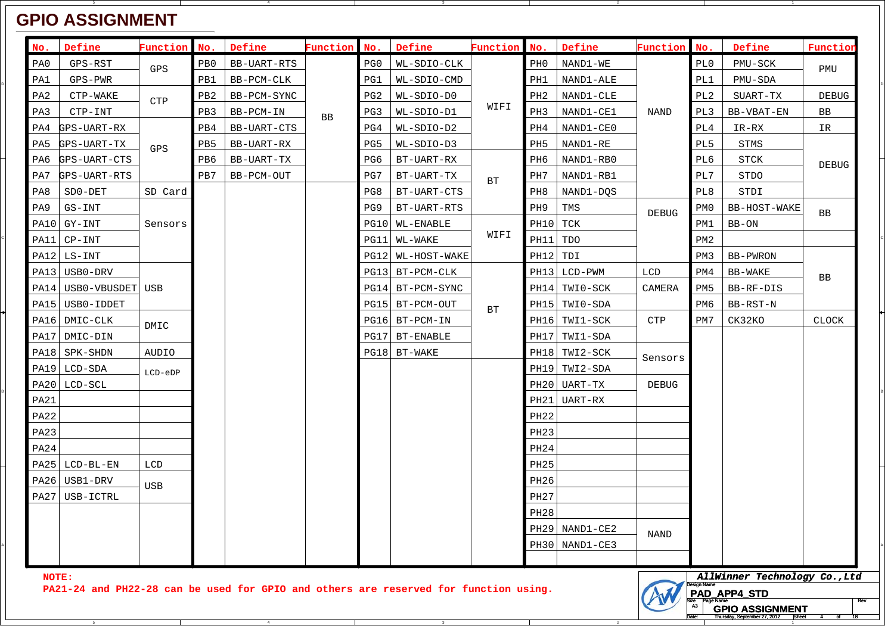# GPIO ASSIGNMENT

| No. | Define | Function |
|---|---|---|
| PA0 | GPS-RST | GPS |
| PA1 | GPS-PWR | GPS |
| PA2 | CTP-WAKE | CTP |
| PA3 | CTP-INT | CTP |
| PA4 | GPS-UART-RX | GPS |
| PA5 | GPS-UART-TX | GPS |
| PA6 | GPS-UART-CTS | GPS |
| PA7 | GPS-UART-RTS | GPS |
| PA8 | SD0-DET | SD Card |
| PA9 | GS-INT | Sensors |
| PA10 | GY-INT | Sensors |
| PA11 | CP-INT | Sensors |
| PA12 | LS-INT | Sensors |
| PA13 | USB0-DRV | USB |
| PA14 | USB0-VBUSDET | USB |
| PA15 | USB0-IDDET | USB |
| PA16 | DMIC-CLK | DMIC |
| PA17 | DMIC-DIN | DMIC |
| PA18 | SPK-SHDN | AUDIO |
| PA19 | LCD-SDA | LCD-eDP |
| PA20 | LCD-SCL | LCD-eDP |
| PA21 | | |
| PA22 | | |
| PA23 | | |
| PA24 | | |
| PA25 | LCD-BL-EN | LCD |
| PA26 | USB1-DRV | USB |
| PA27 | USB-ICTRL | USB |

| No. | Define | Function |
|---|---|---|
| PB0 | BB-UART-RTS | BB |
| PB1 | BB-PCM-CLK | BB |
| PB2 | BB-PCM-SYNC | BB |
| PB3 | BB-PCM-IN | BB |
| PB4 | BB-UART-CTS | BB |
| PB5 | BB-UART-RX | BB |
| PB6 | BB-UART-TX | BB |
| PB7 | BB-PCM-OUT | BB |

| No. | Define | Function |
|---|---|---|
| PG0 | WL-SDIO-CLK | WIFI |
| PG1 | WL-SDIO-CMD | WIFI |
| PG2 | WL-SDIO-D0 | WIFI |
| PG3 | WL-SDIO-D1 | WIFI |
| PG4 | WL-SDIO-D2 | WIFI |
| PG5 | WL-SDIO-D3 | WIFI |
| PG6 | BT-UART-RX | BT |
| PG7 | BT-UART-TX | BT |
| PG8 | BT-UART-CTS | BT |
| PG9 | BT-UART-RTS | BT |
| PG10 | WL-ENABLE | WIFI |
| PG11 | WL-WAKE | WIFI |
| PG12 | WL-HOST-WAKE | WIFI |
| PG13 | BT-PCM-CLK | BT |
| PG14 | BT-PCM-SYNC | BT |
| PG15 | BT-PCM-OUT | BT |
| PG16 | BT-PCM-IN | BT |
| PG17 | BT-ENABLE | BT |
| PG18 | BT-WAKE | BT |

| No. | Define | Function |
|---|---|---|
| PH0 | NAND1-WE | NAND |
| PH1 | NAND1-ALE | NAND |
| PH2 | NAND1-CLE | NAND |
| PH3 | NAND1-CE1 | NAND |
| PH4 | NAND1-CE0 | NAND |
| PH5 | NAND1-RE | NAND |
| PH6 | NAND1-RB0 | NAND |
| PH7 | NAND1-RB1 | NAND |
| PH8 | NAND1-DQS | NAND |
| PH9 | TMS | DEBUG |
| PH10 | TCK | DEBUG |
| PH11 | TDO | DEBUG |
| PH12 | TDI | DEBUG |
| PH13 | LCD-PWM | LCD |
| PH14 | TWI0-SCK | CAMERA |
| PH15 | TWI0-SDA | CAMERA |
| PH16 | TWI1-SCK | CTP |
| PH17 | TWI1-SDA | CTP |
| PH18 | TWI2-SCK | Sensors |
| PH19 | TWI2-SDA | Sensors |
| PH20 | UART-TX | DEBUG |
| PH21 | UART-RX | DEBUG |
| PH22 | | |
| PH23 | | |
| PH24 | | |
| PH25 | | |
| PH26 | | |
| PH27 | | |
| PH28 | | |
| PH29 | NAND1-CE2 | NAND |
| PH30 | NAND1-CE3 | NAND |

| No. | Define | Function |
|---|---|---|
| PL0 | PMU-SCK | PMU |
| PL1 | PMU-SDA | PMU |
| PL2 | SUART-TX | DEBUG |
| PL3 | BB-VBAT-EN | BB |
| PL4 | IR-RX | IR |
| PL5 | STMS | DEBUG |
| PL6 | STCK | DEBUG |
| PL7 | STDO | DEBUG |
| PL8 | STDI | DEBUG |
| PM0 | BB-HOST-WAKE | BB |
| PM1 | BB-ON | BB |
| PM2 | | |
| PM3 | BB-PWRON | BB |
| PM4 | BB-WAKE | BB |
| PM5 | BB-RF-DIS | BB |
| PM6 | BB-RST-N | BB |
| PM7 | CK32KO | CLOCK |

NOTE:
PA21-24 and PH22-28 can be used for GPIO and others are reserved for function using.

AllWinner Technology Co.,Ltd
Design Name: PAD_APP4_STD
Size: A3 | Page Name: GPIO ASSIGNMENT | Rev
Date: Thursday, September 27, 2012 | Sheet 4 of 18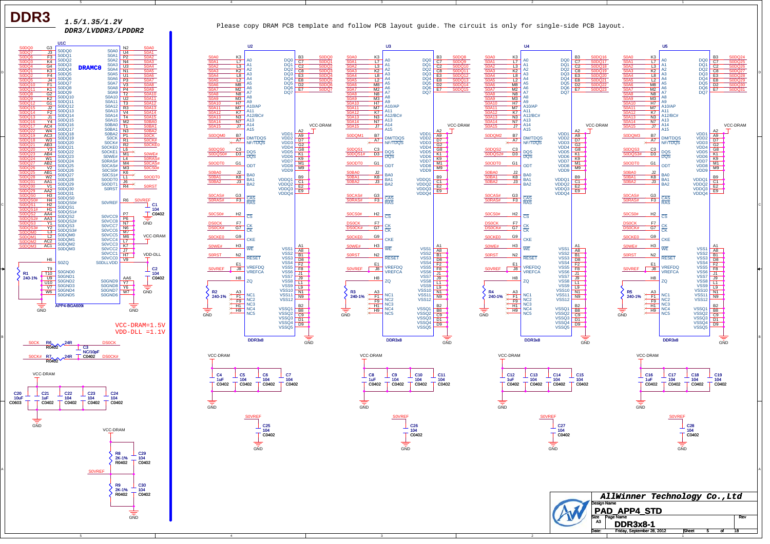# DDR3

*1.5/1.35/1.2V*
*DDR3/LVDDR3/LPDDR2*

Please copy DRAM PCB template and follow PCB layout guide. The circuit is only for single-side PCB layout.

VCC-DRAM=1.5V
VDD-DLL =1.1V

U1C — DRAMC0 — APP4-BGA609i

U2, U3, U4, U5 — DDR3x8

AllWinner Technology Co.,Ltd

| Design Name | | | |
|---|---|---|---|
| PAD_APP4_STD | | | |
| Size | Page Name | | Rev |
| A3 | DDR3x8-1 | | |
| Date: | Friday, September 28, 2012 | Sheet 5 of 18 | |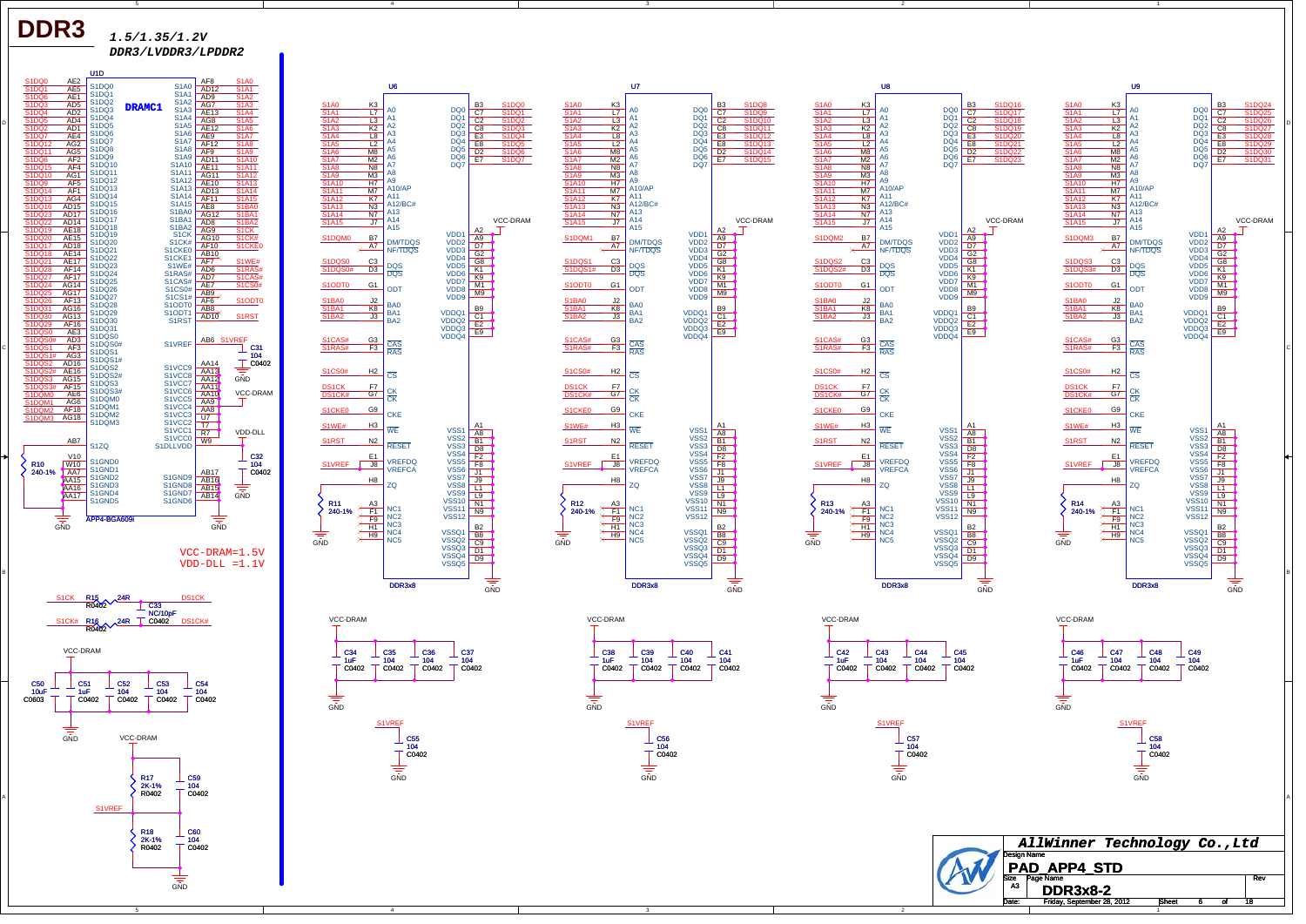# DDR3

*1.5/1.35/1.2V*
*DDR3/LVDDR3/LPDDR2*

VCC-DRAM=1.5V
VDD-DLL =1.1V

| AllWinner Technology Co.,Ltd | | |
|---|---|---|
| Design Name | PAD_APP4_STD | |
| Size A3 | Page Name DDR3x8-2 | Rev |
| Date: Friday, September 28, 2012 | Sheet 6 of 18 | |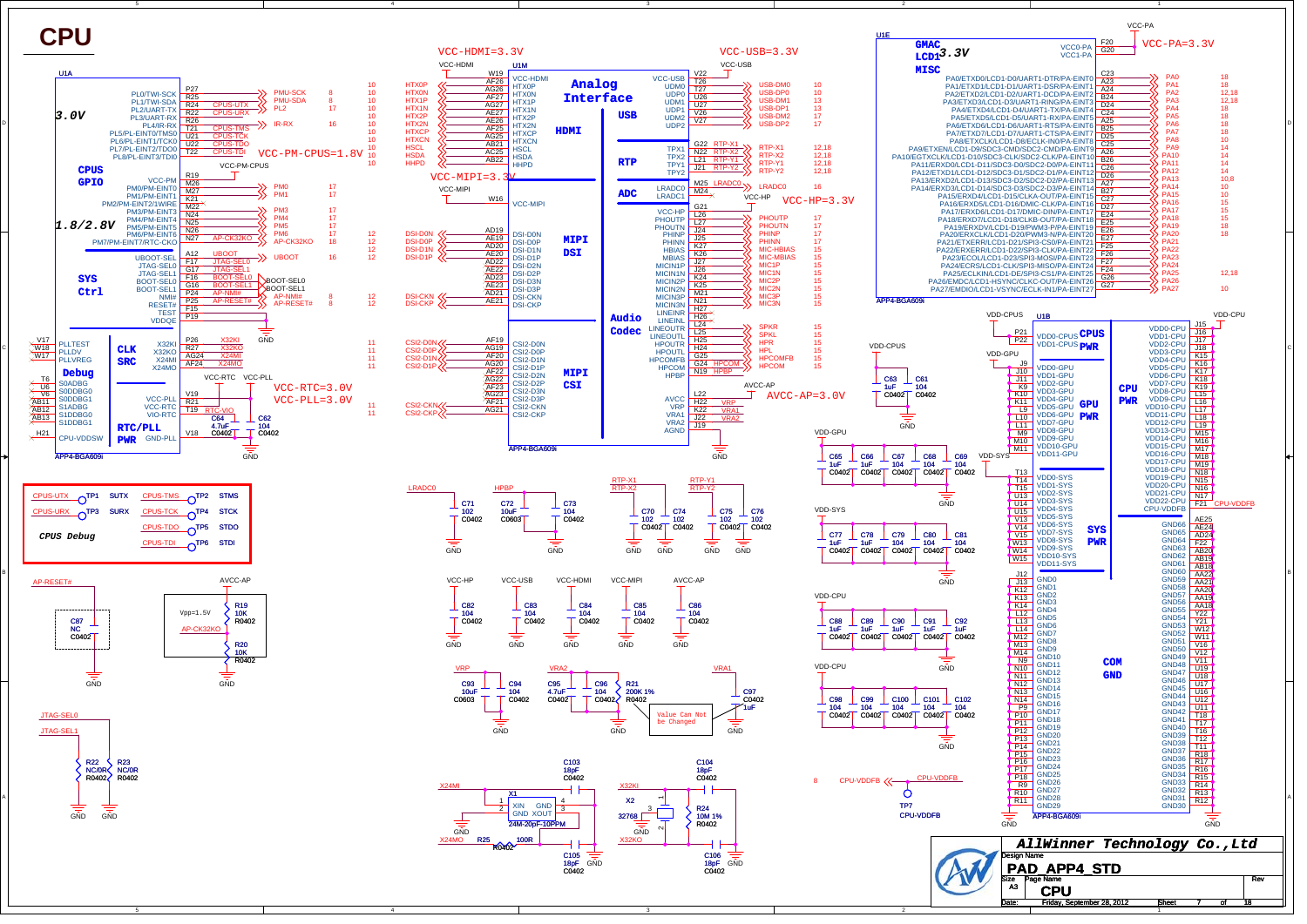# CPU

## U1A

**3.0V**

| Pin | Signal | Net | Page |
|---|---|---|---|
| P27 | PL0/TWI-SCK | PMU-SCK | 8 |
| R25 | PL1/TWI-SDA | PMU-SDA | 8 |
| R24 | PL2/UART-TX | CPUS-UTX / PL2 | 17 |
| R22 | PL3/UART-RX | CPUS-URX | |
| R26 | PL4/IR-RX | IR-RX | 16 |
| T21 | PL5/PL-EINT0/TMS0 | CPUS-TMS | |
| U21 | PL6/PL-EINT1/TCK0 | CPUS-TCK | |
| U22 | PL7/PL-EINT2/TDO0 | CPUS-TDO | |
| T22 | PL8/PL-EINT3/TDI0 | CPUS-TDI | |

VCC-PM-CPUS=1.8V

**CPUS GPIO** — **1.8/2.8V**

| Pin | Signal | Net | Page |
|---|---|---|---|
| R19 | VCC-PM | VCC-PM-CPUS | |
| M26 | PM0/PM-EINT0 | PM0 | 17 |
| M27 | PM1/PM-EINT1 | PM1 | 17 |
| K21 | PM2/PM-EINT2/1WIRE | | |
| M22 | PM3/PM-EINT3 | PM3 | 17 |
| N24 | PM4/PM-EINT4 | PM4 | 17 |
| N25 | PM5/PM-EINT5 | PM5 | 17 |
| N26 | PM6/PM-EINT6 | PM6 | 17 |
| N27 | PM7/PM-EINT7/RTC-CKO | AP-CK32KO | 18 |

**SYS Ctrl**

| Pin | Signal | Net | Page |
|---|---|---|---|
| A12 | UBOOT-SEL | UBOOT | 16 |
| F17 | JTAG-SEL0 | JTAG-SEL0 | |
| G17 | JTAG-SEL1 | JTAG-SEL1 | |
| F16 | BOOT-SEL0 | BOOT-SEL0 | |
| G16 | BOOT-SEL1 | BOOT-SEL1 | |
| P24 | NMI# | AP-NMI# | 8 |
| P25 | RESET# | AP-RESET# | 8 |
| F15 | TEST | | |
| P19 | VDDQE | | |

**CLK SRC**

| Pin | Signal | Net |
|---|---|---|
| P26 | X32KI | X32KI |
| R27 | X32KO | X32KO |
| AG24 | X24MI | X24MI |
| AF24 | X24MO | X24MO |
| V17 | PLLTEST | |
| W18 | PLLDV | |
| W17 | PLLVREG | |

**Debug**

| Pin | Signal |
|---|---|
| T6 | S0ADBG |
| U6 | S0DDBG0 |
| V6 | S0DDBG1 |
| AB11 | S1ADBG |
| AB12 | S1DDBG0 |
| AB13 | S1DDBG1 |

**RTC/PLL PWR**

| Pin | Signal | Net |
|---|---|---|
| V19 | VCC-PLL | VCC-PLL |
| R21 | VCC-RTC | VCC-RTC |
| T19 | VIO-RTC | RTC-VIO |
| H21 | CPU-VDDSW | |
| | GND-PLL | GND |

C64 4.7uF C0402; C62 104 C0402

VCC-RTC=3.0V; VCC-PLL=3.0V

APP4-BGA609i

## U1M

VCC-HDMI=3.3V

**Analog Interface — HDMI**

| Pin | Signal | Net |
|---|---|---|
| W19 | VCC-HDMI | VCC-HDMI |
| AF26 | HTX0P | HTX0P |
| AG26 | HTX0N | HTX0N |
| AF27 | HTX1P | HTX1P |
| AG27 | HTX1N | HTX1N |
| AE27 | HTX2P | HTX2P |
| AE26 | HTX2N | HTX2N |
| AF25 | HTXCP | HTXCP |
| AG25 | HTXCN | HTXCN |
| AB21 | HSCL | HSCL |
| AC25 | HSDA | HSDA |
| AB22 | HHPD | HHPD |

VCC-MIPI=3.3V

**MIPI DSI**

| Pin | Signal | Net |
|---|---|---|
| W16 | VCC-MIPI | VCC-MIPI |
| AD19 | DSI-D0N | DSI-D0N |
| AE19 | DSI-D0P | DSI-D0P |
| AD20 | DSI-D1N | DSI-D1N |
| AE20 | DSI-D1P | DSI-D1P |
| AD22 | DSI-D2N | |
| AE22 | DSI-D2P | |
| AD23 | DSI-D3N | |
| AE23 | DSI-D3P | |
| AD21 | DSI-CKN | DSI-CKN |
| AE21 | DSI-CKP | DSI-CKP |

**MIPI CSI**

| Pin | Signal | Net |
|---|---|---|
| AF19 | CSI2-D0N | CSI2-D0N |
| AG19 | CSI2-D0P | CSI2-D0P |
| AF20 | CSI2-D1N | CSI2-D1N |
| AG20 | CSI2-D1P | CSI2-D1P |
| AF22 | CSI2-D2N | |
| AG22 | CSI2-D2P | |
| AF23 | CSI2-D3N | |
| AG23 | CSI2-D3P | |
| AF21 | CSI2-CKN | CSI2-CKN |
| AG21 | CSI2-CKP | CSI2-CKP |

VCC-USB=3.3V

**USB**

| Pin | Signal | Net | Page |
|---|---|---|---|
| V22 | VCC-USB | VCC-USB | |
| T26 | UDM0 | USB-DM0 | 10 |
| T27 | UDP0 | USB-DP0 | 10 |
| U26 | UDM1 | USB-DM1 | 13 |
| U27 | UDP1 | USB-DP1 | 13 |
| V26 | UDM2 | USB-DM2 | 17 |
| V27 | UDP2 | USB-DP2 | 17 |

**RTP**

| Pin | Signal | Net | Page |
|---|---|---|---|
| G22 | TPX1 | RTP-X1 | 12,18 |
| N22 | TPX2 | RTP-X2 | 12,18 |
| L21 | TPY1 | RTP-Y1 | 12,18 |
| J21 | TPY2 | RTP-Y2 | 12,18 |

**ADC**

| Pin | Signal | Net | Page |
|---|---|---|---|
| M25 | LRADC0 | LRADC0 | 16 |
| M24 | LRADC1 | | |

VCC-HP=3.3V

**Audio Codec**

| Pin | Signal | Net | Page |
|---|---|---|---|
| G21 | VCC-HP | VCC-HP | |
| L26 | PHOUTP | PHOUTP | 17 |
| L27 | PHOUTN | PHOUTN | 17 |
| J24 | PHINP | PHINP | 17 |
| J25 | PHINN | PHINN | 17 |
| K27 | HBIAS | MIC-HBIAS | 15 |
| K26 | MBIAS | MIC-MBIAS | 15 |
| J27 | MICIN1P | MIC1P | 15 |
| J26 | MICIN1N | MIC1N | 15 |
| K24 | MICIN2P | MIC2P | 15 |
| K25 | MICIN2N | MIC2N | 15 |
| M21 | MICIN3P | MIC3P | 15 |
| N21 | MICIN3N | MIC3N | 15 |
| H27 | LINEINR | | |
| H26 | LINEINL | | |
| L24 | LINEOUTR | SPKR | 15 |
| L25 | LINEOUTL | SPKL | 15 |
| H25 | HPOUTR | HPR | 15 |
| H24 | HPOUTL | HPL | 15 |
| G25 | HPCOMFB | HPCOMFB | 15 |
| G24 | HPCOM | HPCOM | 15 |
| N19 | HPBP | HPBP | |
| L22 | AVCC | AVCC-AP | |
| H22 | VRP | VRP | |
| K22 | VRA1 | VRA1 | |
| J22 | VRA2 | VRA2 | |
| J19 | AGND | GND | |

AVCC-AP=3.0V

APP4-BGA609i

## U1E

VCC-PA=3.3V

**GMAC LCD1 3.3V MISC**

| Pin | Signal | Net | Page |
|---|---|---|---|
| F20 | VCC0-PA | VCC-PA | |
| G20 | VCC1-PA | | |
| C23 | PA0/ETXD0/LCD1-D0/UART1-DTR/PA-EINT0 | PA0 | 18 |
| A23 | PA1/ETXD1/LCD1-D1/UART1-DSR/PA-EINT1 | PA1 | 18 |
| B24 | PA2/ETXD2/LCD1-D2/UART1-DCD/PA-EINT2 | PA2 | 12,18 |
| D24 | PA3/ETXD3/LCD1-D3/UART1-RING/PA-EINT3 | PA3 | 12,18 |
| C24 | PA4/ETXD4/LCD1-D4/UART1-TX/PA-EINT4 | PA4 | 18 |
| A25 | PA5/ETXD5/LCD1-D5/UART1-RX/PA-EINT5 | PA5 | 18 |
| B25 | PA6/ETXD6/LCD1-D6/UART1-RTS/PA-EINT6 | PA6 | 18 |
| D25 | PA7/ETXD7/LCD1-D7/UART1-CTS/PA-EINT7 | PA7 | 18 |
| C25 | PA8/ETXCLK/LCD1-D8/ECLK-IN0/PA-EINT8 | PA8 | 10 |
| A26 | PA9/ETXEN/LCD1-D9/SDC3-CMD/SDC2-CMD/PA-EINT9 | PA9 | 14 |
| B26 | PA10/EGTXCLK/LCD1-D10/SDC3-CLK/SDC2-CLK/PA-EINT10 | PA10 | 14 |
| C26 | PA11/ERXD0/LCD1-D11/SDC3-D0/SDC2-D0/PA-EINT11 | PA11 | 14 |
| D26 | PA12/ETXD1/LCD1-D12/SDC3-D1/SDC2-D1/PA-EINT12 | PA12 | 14 |
| A27 | PA13/ERXD3/LCD1-D13/SDC3-D2/SDC2-D2/PA-EINT13 | PA13 | 10,8 |
| B27 | PA14/ERXD3/LCD1-D14/SDC3-D3/SDC2-D3/PA-EINT14 | PA14 | 10 |
| C27 | PA15/ERXD4/LCD1-D15/CLK-OUT/PA-EINT15 | PA15 | 15 |
| D27 | PA16/ERXD5/LCD1-D16/DMIC-CLK/PA-EINT16 | PA16 | 15 |
| E24 | PA17/ERXD6/LCD1-D17/DMIC-DIN/PA-EINT17 | PA17 | 15 |
| E25 | PA18/ERXD7/LCD1-D18/CLKB-OUT/PA-EINT18 | PA18 | 15 |
| E26 | PA19/ERXDV/LCD1-D19/PWM3-P/PA-EINT19 | PA19 | 18 |
| E27 | PA20/ERXCLK/LCD1-D20/PWM3-N/PA-EINT20 | PA20 | 18 |
| F25 | PA21/ETXERR/LCD1-D21/SPI3-CS0/PA-EINT21 | PA21 | |
| F26 | PA22/ERXERR/LCD1-D22/SPI3-CLK/PA-EINT22 | PA22 | |
| F27 | PA23/ECOL/LCD1-D23/SPI3-MOSI/PA-EINT23 | PA23 | |
| F24 | PA24/ECRS/LCD1-CLK/SPI3-MISO/PA-EINT24 | PA24 | |
| G26 | PA25/ECLKIN/LCD1-DE/SPI3-CS1/PA-EINT25 | PA25 | 12,18 |
| G27 | PA26/EMDC/LCD1-HSYNC/CLKC-OUT/PA-EINT26 | PA26 | |
| | PA27/EMDIO/LCD1-VSYNC/ECLK-IN1/PA-EINT27 | PA27 | 10 |

APP4-BGA609i

## U1B

**CPU PWR**

| Pin | Signal |
|---|---|
| P21 | VDD0-CPUS |
| P22 | VDD1-CPUS |
| J15 | VDD0-CPU |
| J16 | VDD1-CPU |
| J17 | VDD2-CPU |
| J18 | VDD3-CPU |
| K15 | VDD4-CPU |
| K16 | VDD5-CPU |
| K17 | VDD6-CPU |
| K18 | VDD7-CPU |
| L15 | VDD8-CPU |
| L16 | VDD9-CPU |
| L17 | VDD10-CPU |
| L18 | VDD11-CPU |
| L19 | VDD12-CPU |
| M15 | VDD13-CPU |
| M17 | VDD14-CPU |
| M18 | VDD15-CPU |
| M19 | VDD16-CPU |
| N16 | VDD17-CPU |
| N18 | VDD18-CPU |
| N15 | VDD19-CPU |
| N17 | VDD20-CPU |
| | VDD21-CPU |
| | VDD22-CPU |
| F21 | CPU-VDDFB (CPU-VDDFB) |

**GPU PWR**

| Pin | Signal |
|---|---|
| J9 | VDD0-GPU |
| J10 | VDD1-GPU |
| J11 | VDD2-GPU |
| K9 | VDD3-GPU |
| K10 | VDD4-GPU |
| K11 | VDD5-GPU |
| L9 | VDD6-GPU |
| L10 | VDD7-GPU |
| L11 | VDD8-GPU |
| M9 | VDD9-GPU |
| M10 | VDD10-GPU |
| M11 | VDD11-GPU |

**SYS PWR**

| Pin | Signal |
|---|---|
| T13 | VDD0-SYS |
| T14 | VDD1-SYS |
| T15 | VDD2-SYS |
| U13 | VDD3-SYS |
| U14 | VDD4-SYS |
| U15 | VDD5-SYS |
| V13 | VDD6-SYS |
| V14 | VDD7-SYS |
| V15 | VDD8-SYS |
| W13 | VDD9-SYS |
| W14 | VDD10-SYS |
| W15 | VDD11-SYS |

**COM GND**

GND0–GND29: J12, J13, K12, K13, K14, L12, L13, L14, M12, M13, M14, N9, N10, N11, N12, N13, N14, P9, P10, P11, P12, P13, P15, P16, P17, P18, R9, R10, R11

GND30–GND66: R12, R13, R14, R15, R16, R17, R18, T11, T12, T16, T17, T18, U11, U12, U16, U17, U18, U19, V11, V12, V16, W11, W12, Y21, Y22, AA19, AA20, AA21, AA22, AB18, AB19, AB20, AC24, AD24, AE24, AE25

APP4-BGA609i

## Decoupling

VDD-CPUS: C63 1uF C0402; C61 104 C0402

VDD-GPU: C65 1uF, C66 1uF, C67 104, C68 104, C69 104 (C0402)

VDD-SYS: C77 1uF, C78 1uF, C79 104, C80 104, C81 104 (C0402)

VDD-CPU: C88 1uF, C89 1uF, C90 1uF, C91 1uF, C92 1uF (C0402)

VDD-CPU: C98 104, C99 104, C100 104, C101 104, C102 104 (C0402)

LRADC0: C71 102 C0402; HPBP: C72 10uF C0603; C73 104 C0402

RTP-X1/RTP-X2: C70 102 C0402, C74 102 C0402; RTP-Y1/RTP-Y2: C75 102 C0402, C76 102 C0402

VCC-HP: C82 104 C0402; VCC-USB: C83 104 C0402; VCC-HDMI: C84 104 C0402; VCC-MIPI: C85 104 C0402; AVCC-AP: C86 104 C0402

VRP: C93 10uF C0603, C94 104 C0402; VRA2: C95 4.7uF C0402, C96 104 C0402, R21 200K 1% R0402; VRA1: C97 1uF C0402

Value Can Not be Changed

8 CPU-VDDFB — TP7 CPU-VDDFB

## CPUS Debug

| Net | TP | Signal |
|---|---|---|
| CPUS-UTX | TP1 | SUTX |
| CPUS-URX | TP3 | SURX |
| CPUS-TMS | TP2 | STMS |
| CPUS-TCK | TP4 | STCK |
| CPUS-TDO | TP5 | STDO |
| CPUS-TDI | TP6 | STDI |

AP-RESET#: C87 NC C0402

AVCC-AP: Vpp=1.5V; R19 10K R0402; AP-CK32KO; R20 10K R0402

JTAG-SEL0, JTAG-SEL1: R22 NC/0R R0402; R23 NC/0R R0402

## Crystals

X1 24M-20pF-10PPM (XIN, GND, XOUT, GND): X24MI — C103 18pF C0402; X24MO — R25 100R R0402 — C105 18pF C0402

X2 32768: X32KI — C104 18pF C0402; R24 10M 1% R0402; X32KO — C106 18pF C0402

**AllWinner Technology Co.,Ltd**

Design Name: PAD_APP4_STD

Size: A3 — Page Name: CPU — Rev

Date: Friday, September 28, 2012 — Sheet 7 of 18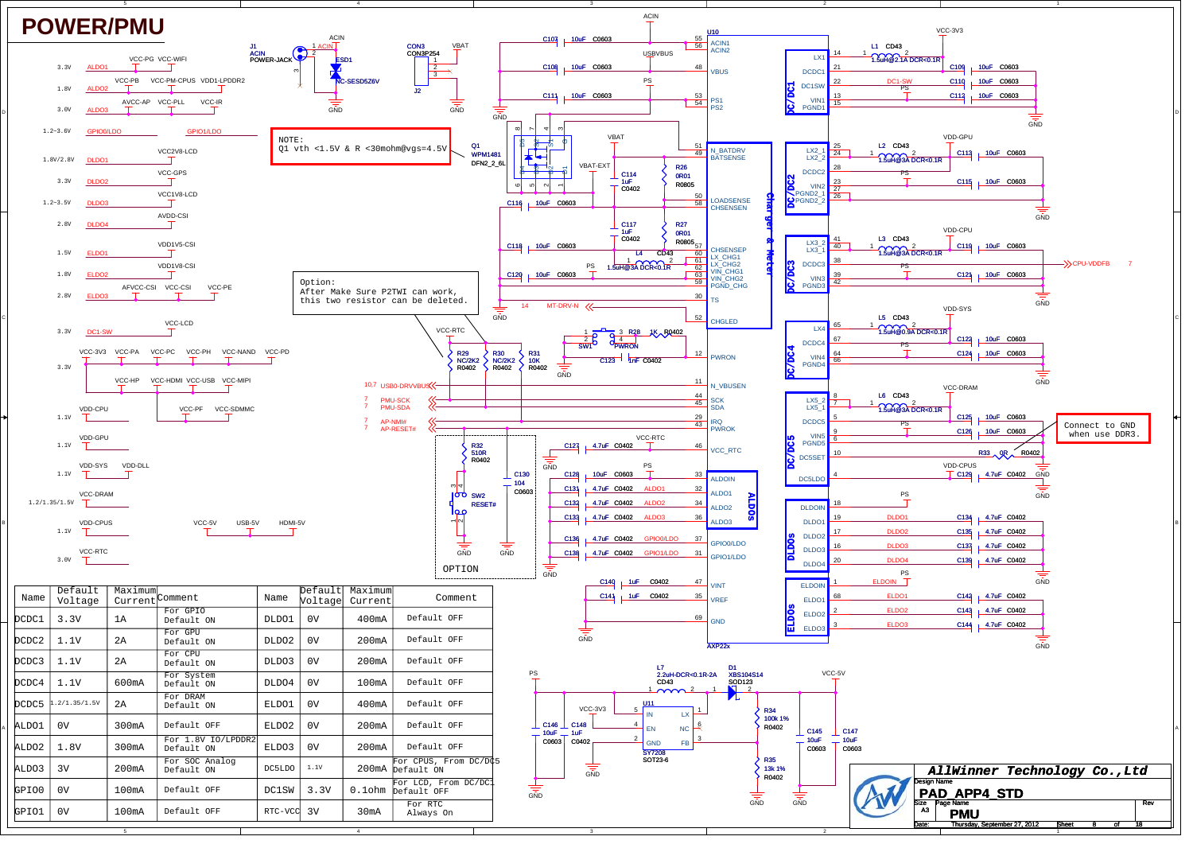# POWER/PMU

NOTE:
Q1 vth <1.5V & R <30mohm@vgs=4.5V

Option:
After Make Sure P2TWI can work,
this two resistor can be deleted.

Connect to GND
when use DDR3.

| Name | Default Voltage | Maximum Current | Comment | Name | Default Voltage | Maximum Current | Comment |
|---|---|---|---|---|---|---|---|
| DCDC1 | 3.3V | 1A | For GPIO Default ON | DLDO1 | 0V | 400mA | Default OFF |
| DCDC2 | 1.1V | 2A | For GPU Default ON | DLDO2 | 0V | 200mA | Default OFF |
| DCDC3 | 1.1V | 2A | For CPU Default ON | DLDO3 | 0V | 200mA | Default OFF |
| DCDC4 | 1.1V | 600mA | For System Default ON | DLDO4 | 0V | 100mA | Default OFF |
| DCDC5 | 1.2/1.35/1.5V | 2A | For DRAM Default ON | ELDO1 | 0V | 400mA | Default OFF |
| ALDO1 | 0V | 300mA | Default OFF | ELDO2 | 0V | 200mA | Default OFF |
| ALDO2 | 1.8V | 300mA | For 1.8V IO/LPDDR2 Default ON | ELDO3 | 0V | 200mA | Default OFF |
| ALDO3 | 3V | 200mA | For SOC Analog Default ON | DC5LDO | 1.1V | 200mA | For CPUS, From DC/DC5 Default ON |
| GPIO0 | 0V | 100mA | Default OFF | DC1SW | 3.3V | 0.1ohm | For LCD, From DC/DC1 Default OFF |
| GPIO1 | 0V | 100mA | Default OFF | RTC-VCC | 3V | 30mA | For RTC Always On |

AllWinner Technology Co.,Ltd

Design Name: PAD_APP4_STD

Size: A3 | Page Name: PMU | Rev

Date: Thursday, September 27, 2012 | Sheet 8 of 18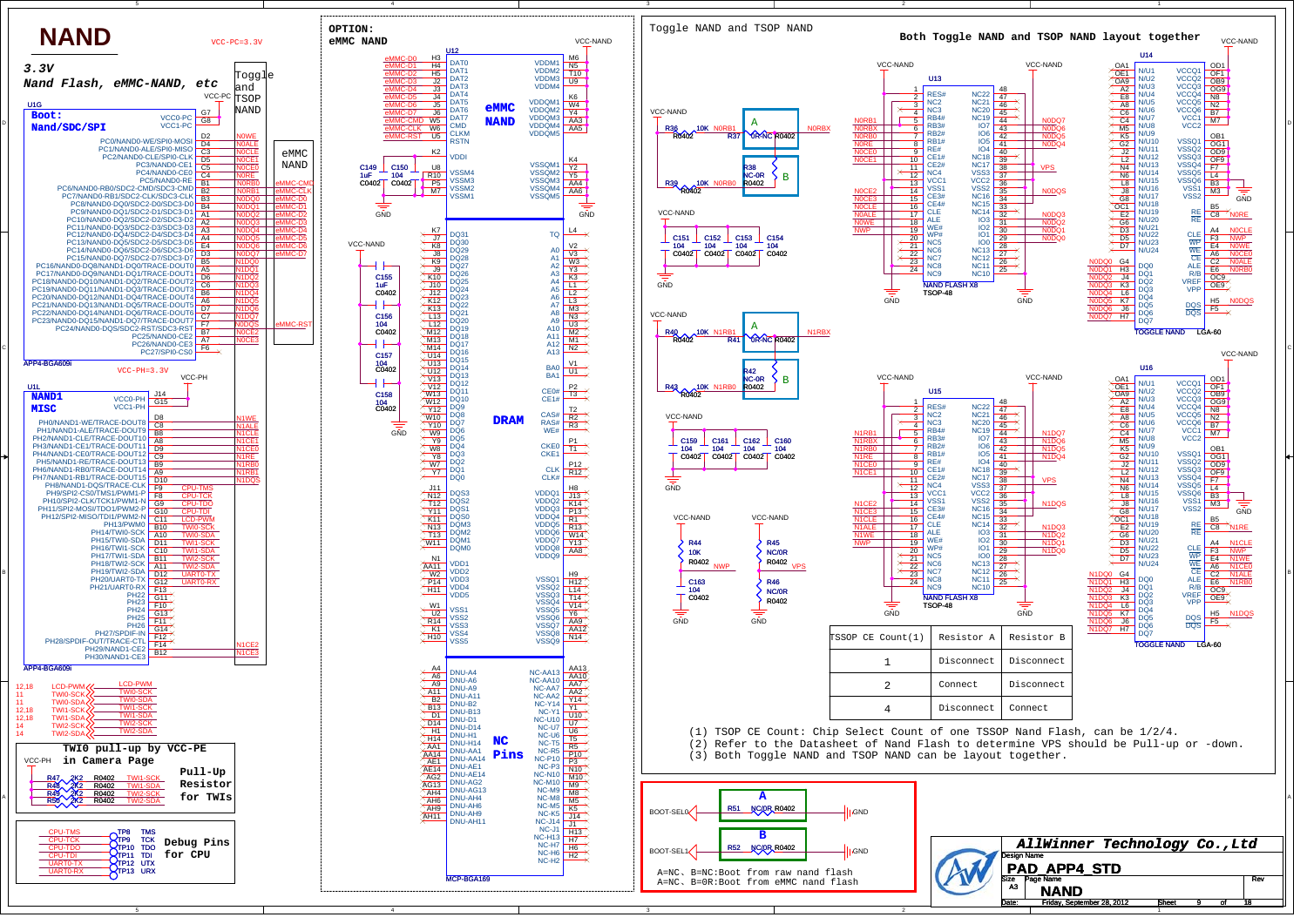# NAND

VCC-PC=3.3V

## 3.3V Nand Flash, eMMC-NAND, etc

## OPTION: eMMC NAND

## Toggle NAND and TSOP NAND

**Both Toggle NAND and TSOP NAND layout together**

| TSOP CE Count(1) | Resistor A | Resistor B |
|---|---|---|
| 1 | Disconnect | Disconnect |
| 2 | Connect | Disconnect |
| 4 | Disconnect | Connect |

(1) TSOP CE Count: Chip Select Count of one TSSOP Nand Flash, can be 1/2/4.
(2) Refer to the Datasheet of Nand Flash to determine VPS should be Pull-up or -down.
(3) Both Toggle NAND and TSOP NAND can be layout together.

**TWI0 pull-up by VCC-PE in Camera Page**

**Pull-Up Resistor for TWIs**

**Debug Pins for CPU**

A=NC、B=NC:Boot from raw nand flash
A=NC、B=0R:Boot from eMMC nand flash

**AllWinner Technology Co.,Ltd**

Design Name: PAD_APP4_STD
Size: A3
Page Name: NAND
Date: Friday, September 28, 2012
Sheet 9 of 18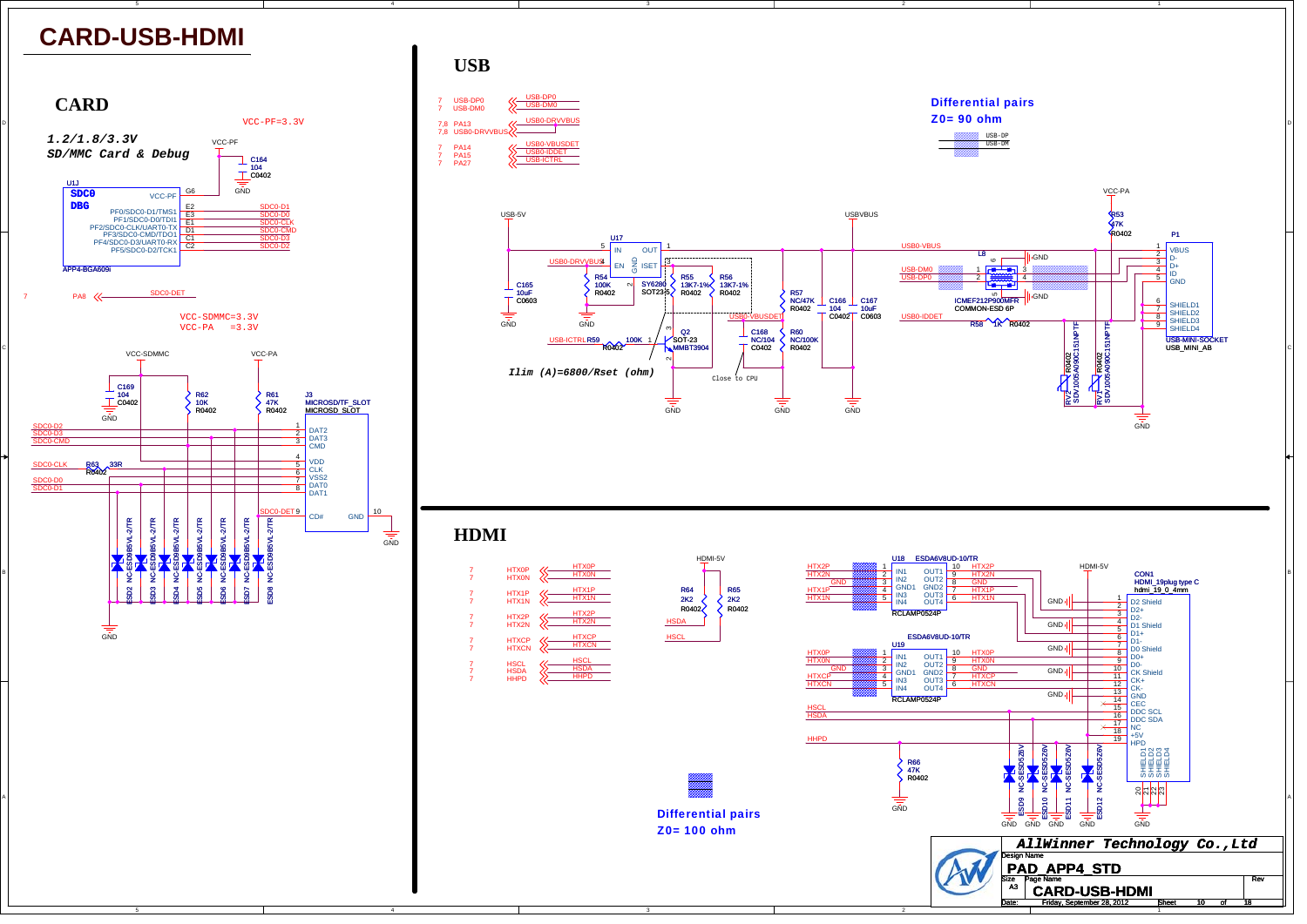# CARD-USB-HDMI

## CARD

VCC-PF=3.3V

***1.2/1.8/3.3V***
***SD/MMC Card & Debug***

VCC-PF

C164 104 C0402

GND

U1J
**SDC0**
**DBG**

| Pin | Function | Net |
|---|---|---|
| G6 | VCC-PF | |
| E2 | PF0/SDC0-D1/TMS1 | SDC0-D1 |
| E3 | PF1/SDC0-D0/TDI1 | SDC0-D0 |
| E1 | PF2/SDC0-CLK/UART0-TX | SDC0-CLK |
| D1 | PF3/SDC0-CMD/TDO1 | SDC0-CMD |
| C1 | PF4/SDC0-D3/UART0-RX | SDC0-D3 |
| C2 | PF5/SDC0-D2/TCK1 | SDC0-D2 |

APP4-BGA609i

7 PA8 — SDC0-DET

VCC-SDMMC=3.3V
VCC-PA =3.3V

VCC-SDMMC, VCC-PA

C169 104 C0402, GND
R62 10K R0402
R61 47K R0402
R63 33R R0402

J3 MICROSD/TF_SLOT, MICROSD_SLOT

| Pin | Function | Net |
|---|---|---|
| 1 | DAT2 | SDC0-D2 |
| 2 | DAT3 | SDC0-D3 |
| 3 | CMD | SDC0-CMD |
| 4 | VDD | |
| 5 | CLK | SDC0-CLK |
| 6 | VSS2 | |
| 7 | DAT0 | SDC0-D0 |
| 8 | DAT1 | SDC0-D1 |
| 9 | CD# | SDC0-DET |
| 10 | GND | GND |

ESD2 NC-ESD5V5L-2/TR, ESD3 NC-ESD5V5L-2/TR, ESD4 NC-ESD5V5L-2/TR, ESD5 NC-ESD5V5L-2/TR, ESD6 NC-ESD5V5L-2/TR, ESD7 NC-ESD5V5L-2/TR, ESD8 NC-ESD5V5L-2/TR

GND

## USB

7 USB-DP0 — USB-DP0
7 USB-DM0 — USB-DM0
7,8 PA13 — USB0-DRVVBUS
7,8 USB0-DRVVBUS
7 PA14 — USB0-VBUSDET
7 PA15 — USB0-IDDET
7 PA27 — USB-ICTRL

**Differential pairs**
**Z0= 90 ohm**
USB-DP, USB-DM

USB-5V, USBVBUS, VCC-PA

U17 SY6280 SOT23-5: IN (5), OUT (1), EN (4), GND (2), ISET (3)

USB0-DRVVBUS
C165 10uF C0603
R54 100K R0402
R55 13K7-1% R0402
R56 13K7-1% R0402
R57 NC/47K R0402
C166 104 C0402
C167 10uF C0603
C168 NC/104 C0402
R60 NC/100K R0402
R59 100K R0402 (USB-ICTRL)
Q2 SOT-23 MMBT3904
USB0-VBUSDET

***Ilim (A)=6800/Rset (ohm)***

Close to CPU

R53 47K R0402

USB0-VBUS, USB-DM0, USB-DP0, USB0-IDDET

L8 ICMEF212P900MFR COMMON-ESD 6P
R58 1K R0402

RV1 R0402 SDV1005A090C151NPTF
RV2 R0402 SDV1005A090C151NPTF

P1 USB-MINI-SOCKET, USB_MINI_AB

| Pin | Function |
|---|---|
| 1 | VBUS |
| 2 | D- |
| 3 | D+ |
| 4 | ID |
| 5 | GND |
| 6 | SHIELD1 |
| 7 | SHIELD2 |
| 8 | SHIELD3 |
| 9 | SHIELD4 |

GND

## HDMI

7 HTX0P — HTX0P
7 HTX0N — HTX0N
7 HTX1P — HTX1P
7 HTX1N — HTX1N
7 HTX2P — HTX2P
7 HTX2N — HTX2N
7 HTXCP — HTXCP
7 HTXCN — HTXCN
7 HSCL — HSCL
7 HSDA — HSDA
7 HHPD — HHPD

HDMI-5V
R64 2K2 R0402 (HSDA)
R65 2K2 R0402 (HSCL)

**Differential pairs**
**Z0= 100 ohm**

U18 ESDA6V8UD-10/TR, RCLAMP0524P

| Pin | Function | Pin | Function |
|---|---|---|---|
| 1 HTX2P | IN1 | 10 HTX2P | OUT1 |
| 2 HTX2N | IN2 | 9 HTX2N | OUT2 |
| 3 GND | GND1 | 8 GND | GND2 |
| 4 HTX1P | IN3 | 7 HTX1P | OUT3 |
| 5 HTX1N | IN4 | 6 HTX1N | OUT4 |

U19 ESDA6V8UD-10/TR, RCLAMP0524P

| Pin | Function | Pin | Function |
|---|---|---|---|
| 1 HTX0P | IN1 | 10 HTX0P | OUT1 |
| 2 HTX0N | IN2 | 9 HTX0N | OUT2 |
| 3 GND | GND1 | 8 GND | GND2 |
| 4 HTXCP | IN3 | 7 HTXCP | OUT3 |
| 5 HTXCN | IN4 | 6 HTXCN | OUT4 |

HSCL, HSDA, HHPD
R66 47K R0402

ESD9 NC-ESD5Z6V, ESD10 NC-ESD5Z6V, ESD11 NC-ESD5Z6V, ESD12 NC-ESD5Z6V

HDMI-5V

CON1 HDMI_19plug type C, hdmi_19_0_4mm

| Pin | Function |
|---|---|
| 1 | D2 Shield |
| 2 | D2+ |
| 3 | D2- |
| 4 | D1 Shield |
| 5 | D1+ |
| 6 | D1- |
| 7 | D0 Shield |
| 8 | D0+ |
| 9 | D0- |
| 10 | CK Shield |
| 11 | CK+ |
| 12 | CK- |
| 13 | GND |
| 14 | CEC |
| 15 | DDC SCL |
| 16 | DDC SDA |
| 17 | NC |
| 18 | +5V |
| 19 | HPD |
| 20 | SHIELD1 |
| 21 | SHIELD2 |
| 22 | SHIELD3 |
| 23 | SHIELD4 |

GND

---

***AllWinner Technology Co.,Ltd***

| Design Name | PAD_APP4_STD | |
|---|---|---|
| Size A3 | Page Name: CARD-USB-HDMI | Rev |
| Date: | Friday, September 28, 2012 | Sheet 10 of 18 |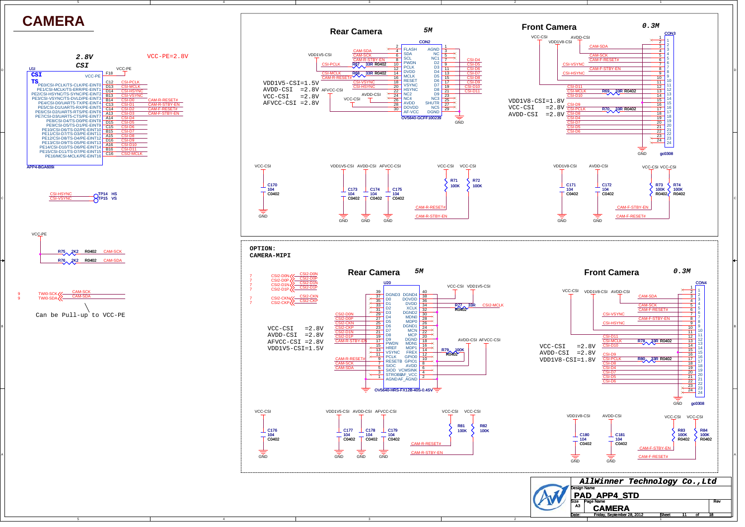# CAMERA

## CSI

**2.8V CSI**

VCC-PE=2.8V

U1I — CSI / TS (APP4-BGA609I), VCC-PE (F18)

| Pin Function | Ball | Net |
|---|---|---|
| PE0/CSI-PCLK/TS-CLK/PE-EINT0 | C12 | CSI-PCLK |
| PE1/CSI-MCLK/TS-ERR/PE-EINT1 | D13 | CSI-MCLK |
| PE2/CSI-HSYNC/TS-SYNC/PE-EINT2 | D14 | CSI-HSYNC |
| PE3/CSI-VSYNC/TS-DVLD/PE-EINT3 | B13 | CSI-VSYNC |
| PE4/CSI-D0/UART5-TX/PE-EINT4 | B14 | CSI-D0 / CAM-R-RESET# |
| PE5/CSI-D1/UART5-RX/PE-EINT5 | C13 | CSI-D1 / CAM-R-STBY-EN |
| PE6/CSI-D2/UART5-RTS/PE-EINT6 | C14 | CSI-D2 / CAM-F-RESET# |
| PE7/CSI-D3/UART5-CTS/PE-EINT7 | A13 | CSI-D3 / CAM-F-STBY-EN |
| PE8/CSI-D4/TS-D0/PE-EINT8 | A14 | CSI-D4 |
| PE9/CSI-D5/TS-D1/PE-EINT9 | D15 | CSI-D5 |
| PE10/CSI-D6/TS-D2/PE-EINT10 | C15 | CSI-D6 |
| PE11/CSI-D7/TS-D3/PE-EINT11 | B15 | CSI-D7 |
| PE12/CSI-D8/TS-D4/PE-EINT12 | A15 | CSI-D8 |
| PE13/CSI-D9/TS-D5/PE-EINT13 | D16 | CSI-D9 |
| PE14/CSI-D10/TS-D6/PE-EINT14 | A16 | CSI-D10 |
| PE15/CSI-D11/TS-D7/PE-EINT15 | B16 | CSI-D11 |
| PE16/MCSI-MCLK/PE-EINT16 | C16 | CSI2-MCLK |

CSI-HSYNC — TP14 HS
CSI-VSYNC — TP15 VS

VCC-PE: R75 2K2 R0402 — CAM-SCK; R76 2K2 R0402 — CAM-SDA

TWI0-SCK — CAM-SCK; TWI0-SDA — CAM-SDA

Can be Pull-up to VCC-PE

## Rear Camera — 5M

CON2 (OV5640-GCFF100239)

VDD1V5-CSI=1.5V
AVDD-CSI =2.8V
VCC-CSI =2.8V
AFVCC-CSI =2.8V

| Pin | Name | Net | Pin | Name | Net |
|---|---|---|---|---|---|
| 2 | FLASH | | 1 | AGND | |
| 4 | SDA | CAM-SDA | 3 | NC | |
| 6 | SCL | CAM-SCK | 5 | NC1 | |
| 8 | PWDN | CAM-R-STBY-EN | 7 | D2 | CSI-D4 |
| 10 | PCLK | CSI-PCLK (R67 33R R0402) | 9 | D3 | CSI-D5 |
| 12 | DVDD | VDD1V5-CSI | 11 | D4 | CSI-D6 |
| 14 | MCLK | CSI-MCLK (R68 33R R0402) | 13 | D5 | CSI-D7 |
| 16 | RESET | CAM-R-RESET# | 15 | D6 | CSI-D8 |
| 18 | VSYNC | CSI-VSYNC | 17 | D7 | CSI-D9 |
| 20 | HSYNC | CSI-HSYNC | 19 | D8 | CSI-D10 |
| 22 | NC2 | AFVCC-CSI | 21 | D9 | CSI-D11 |
| 24 | NC4 | | 23 | NC3 | |
| 26 | AVDD | AVDD-CSI | 25 | SHUTR | |
| 28 | DOVDD | VCC-CSI | 27 | NC5 | |
| 30 | AF-VCC | | 29 | DGND | GND |

Decoupling: C170 104 C0402 (VCC-CSI); C173 104 C0402 (VDD1V5-CSI); C174 104 C0402 (AVDD-CSI); C175 104 C0402 (AFVCC-CSI)

R71 100K (VCC-CSI) — CAM-R-RESET#; R72 100K (VCC-CSI) — CAM-R-STBY-EN

## Front Camera — 0.3M

CON3 (gc0308)

VDD1V8-CSI=1.8V
VCC-CSI =2.8V
AVDD-CSI =2.8V

| Pin | Net |
|---|---|
| 1 | VCC-CSI |
| 2 | VDD1V8-CSI |
| 3 | CAM-SDA |
| 4 | AVDD-CSI |
| 5 | CAM-SCK |
| 6 | CAM-F-RESET# |
| 7 | CSI-VSYNC |
| 8 | CAM-F-STBY-EN |
| 9 | CSI-HSYNC |
| 10 | |
| 11 | |
| 12 | CSI-D11 |
| 13 | CSI-MCLK (R69 33R R0402) |
| 14 | CSI-D10 |
| 15 | |
| 16 | CSI-D9 |
| 17 | CSI-PCLK (R70 33R R0402) |
| 18 | CSI-D8 |
| 19 | CSI-D4 |
| 20 | CSI-D7 |
| 21 | CSI-D5 |
| 22 | CSI-D6 |
| 23 | |
| 24 | GND |

Decoupling: C171 104 C0402 (VDD1V8-CSI); C172 104 C0402 (AVDD-CSI)

R73 100K R0402 (VCC-CSI) — CAM-F-STBY-EN; R74 100K R0402 (VCC-CSI) — CAM-F-RESET#

## OPTION: CAMERA-MIPI

CSI2-D0N, CSI2-D0P, CSI2-D1N, CSI2-D1P, CSI2-CKN, CSI2-CKP

### Rear Camera — 5M

U20 (OV5640-HRS-FX12B-40S-0.4SV)

VCC-CSI =2.8V
AVDD-CSI =2.8V
AFVCC-CSI =2.8V
VDD1V5-CSI=1.5V

| Pin | Name | Net | Pin | Name | Net |
|---|---|---|---|---|---|
| 39 | DGND3 | | 40 | DGND4 | |
| 37 | D0 | | 38 | DOVDD | VCC-CSI |
| 35 | D1 | | 36 | DVDD | VDD1V5-CSI |
| 33 | D2 | | 34 | XCLK | CSI2-MCLK (R77 33R R0402) |
| 31 | D3 | | 32 | DGND2 | |
| 29 | D4 | CSI2-D0N | 30 | MDN0 | |
| 27 | D5 | CSI2-D0P | 28 | MDP0 | |
| 25 | D6 | CSI2-CKN | 26 | DGND1 | |
| 23 | D7 | CSI2-CKP | 24 | MCN | |
| 21 | D8 | CSI2-D1N | 22 | MCP | |
| 19 | D9 | CSI2-D1P | 20 | DGND | |
| 17 | PWDN | CAM-R-STBY-EN | 18 | MDN1 | |
| 15 | HREF | | 16 | MDP1 | |
| 13 | VSYNC | | 14 | FREX | R79 100K R0402 |
| 11 | PCLK | | 12 | GPIO0 | |
| 9 | RESETB | CAM-R-RESET# | 10 | GPIO1 | |
| 7 | SIOC | CAM-SCK | 8 | AVDD | AVDD-CSI |
| 5 | SIOD | CAM-SDA | 6 | VCMSINK | |
| 3 | STROBE | | 4 | AF_VCC | AFVCC-CSI |
| 1 | AGND | | 2 | AF_AGND | |

Decoupling: C176 104 C0402 (VCC-CSI); C177 104 C0402 (VDD1V5-CSI); C178 104 C0402 (AVDD-CSI); C179 104 C0402 (AFVCC-CSI)

R81 100K (VCC-CSI) — CAM-R-RESET#; R82 100K (VCC-CSI) — CAM-R-STBY-EN

### Front Camera — 0.3M

CON4 (gc0308)

VCC-CSI =2.8V
AVDD-CSI =2.8V
VDD1V8-CSI=1.8V

| Pin | Net |
|---|---|
| 1 | VCC-CSI |
| 2 | VDD1V8-CSI |
| 3 | CAM-SDA |
| 4 | AVDD-CSI |
| 5 | CAM-SCK |
| 6 | CAM-F-RESET# |
| 7 | CSI-VSYNC |
| 8 | CAM-F-STBY-EN |
| 9 | CSI-HSYNC |
| 10 | |
| 11 | |
| 12 | CSI-D11 |
| 13 | CSI-MCLK (R78 33R R0402) |
| 14 | CSI-D10 |
| 15 | |
| 16 | CSI-D9 |
| 17 | CSI-PCLK (R80 33R R0402) |
| 18 | CSI-D8 |
| 19 | CSI-D4 |
| 20 | CSI-D7 |
| 21 | CSI-D5 |
| 22 | CSI-D6 |
| 23 | |
| 24 | GND |

Decoupling: C180 104 C0402 (VDD1V8-CSI); C181 104 C0402 (AVDD-CSI)

R83 100K R0402 (VCC-CSI) — CAM-F-STBY-EN; R84 100K R0402 (VCC-CSI) — CAM-F-RESET#

---

**AllWinner Technology Co.,Ltd**

Design Name: PAD_APP4_STD
Size: A3 — Page Name: CAMERA — Rev
Date: Friday, September 28, 2012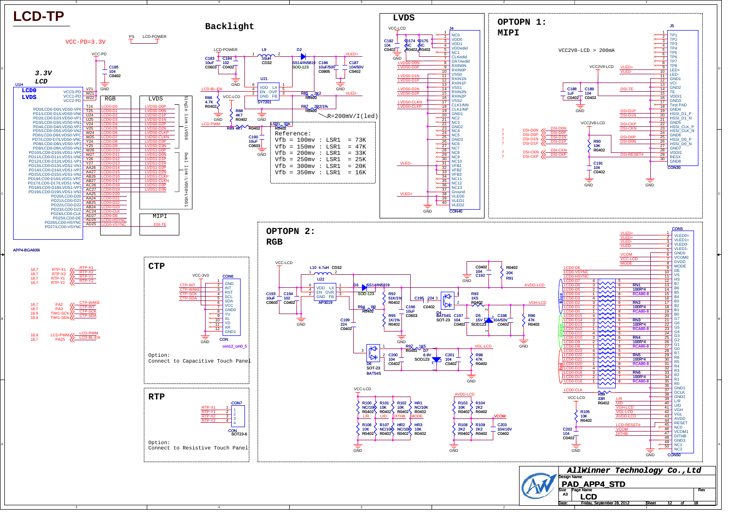# LCD-TP

VCC-PD=3.3V

**3.3V LCD**

## Backlight

R=200mV/I(led)

Reference:

| Vfb | | LSR1 | |
|---|---|---|---|
| Vfb = 100mv | : | LSR1 | = 73K |
| Vfb = 150mv | : | LSR1 | = 47K |
| Vfb = 200mv | : | LSR1 | = 33K |
| Vfb = 250mv | : | LSR1 | = 25K |
| Vfb = 300mv | : | LSR1 | = 20K |
| Vfb = 350mv | : | LSR1 | = 16K |

## LVDS

## OPTOPN 1: MIPI

VCC2V8-LCD > 200mA

## OPTOPN 2: RGB

## CTP

Option:
Connect to Capacitive Touch Panel

## RTP

Option:
Connect to Resistive Touch Panel

| | |
|---|---|
| **AllWinner Technology Co.,Ltd** | |
| Design Name | PAD_APP4_STD |
| Size A3 | Page Name: LCD |
| Date: | Friday, September 28, 2012 |
| Sheet | 12 of 18 |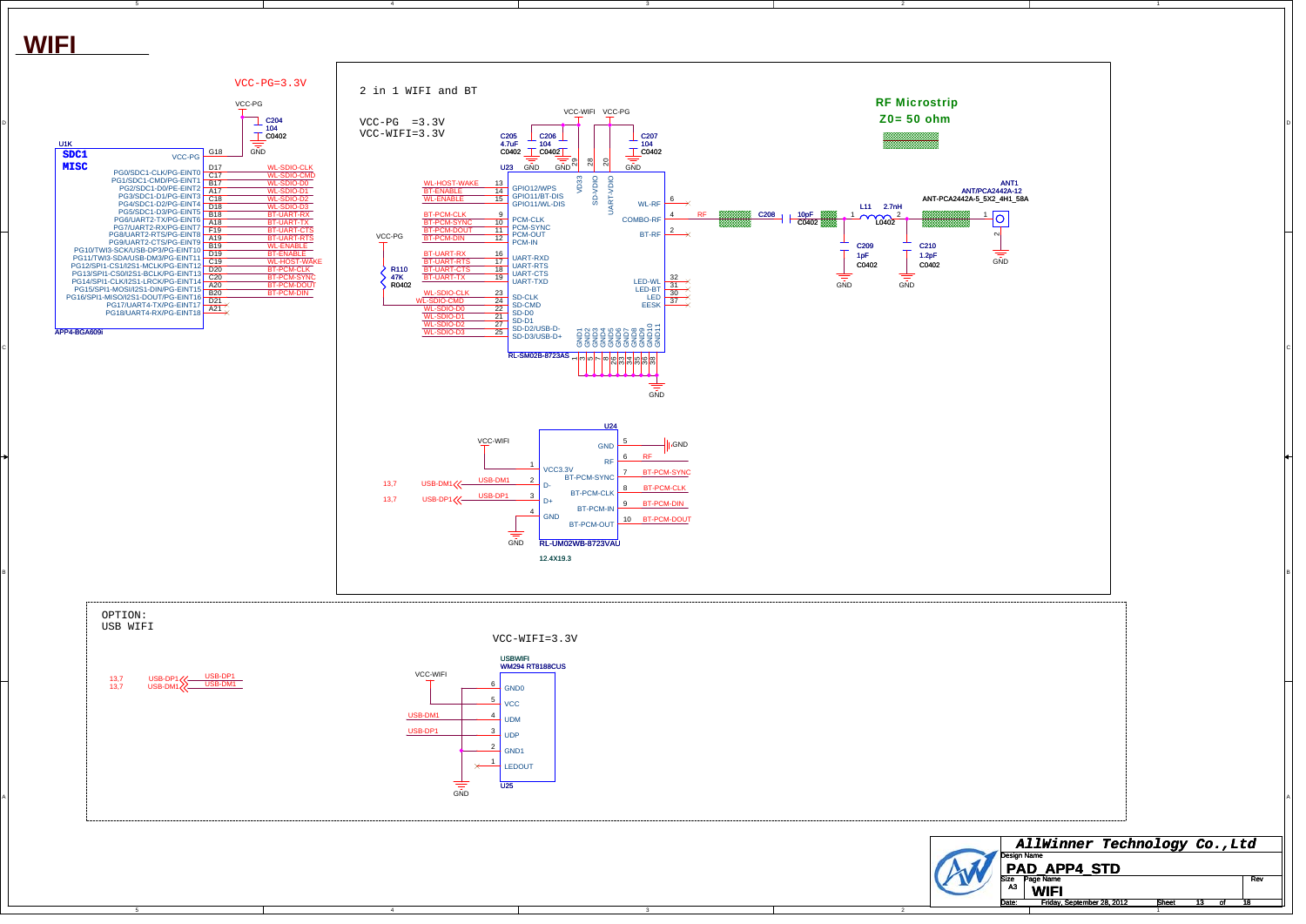# WIFI

VCC-PG=3.3V

## U1K — SDC1 / MISC (APP4-BGA609i)

| Pin | Function | Net |
|---|---|---|
| G18 | VCC-PG | VCC-PG |
| D17 | PG0/SDC1-CLK/PG-EINT0 | WL-SDIO-CLK |
| C17 | PG1/SDC1-CMD/PG-EINT1 | WL-SDIO-CMD |
| B17 | PG2/SDC1-D0/PE-EINT2 | WL-SDIO-D0 |
| A17 | PG3/SDC1-D1/PG-EINT3 | WL-SDIO-D1 |
| C18 | PG4/SDC1-D2/PG-EINT4 | WL-SDIO-D2 |
| D18 | PG5/SDC1-D3/PG-EINT5 | WL-SDIO-D3 |
| B18 | PG6/UART2-TX/PG-EINT6 | BT-UART-RX |
| A18 | PG7/UART2-RX/PG-EINT7 | BT-UART-TX |
| F19 | PG8/UART2-RTS/PG-EINT8 | BT-UART-CTS |
| A19 | PG9/UART2-CTS/PG-EINT9 | BT-UART-RTS |
| B19 | PG10/TWI3-SCK/USB-DP3/PG-EINT10 | WL-ENABLE |
| D19 | PG11/TWI3-SDA/USB-DM3/PG-EINT11 | BT-ENABLE |
| C19 | PG12/SPI1-CS1/I2S1-MCLK/PG-EINT12 | WL-HOST-WAKE |
| D20 | PG13/SPI1-CS0/I2S1-BCLK/PG-EINT13 | BT-PCM-CLK |
| C20 | PG14/SPI1-CLK/I2S1-LRCK/PG-EINT14 | BT-PCM-SYNC |
| A20 | PG15/SPI1-MOSI/I2S1-DIN/PG-EINT15 | BT-PCM-DOUT |
| B20 | PG16/SPI1-MISO/I2S1-DOUT/PG-EINT16 | BT-PCM-DIN |
| D21 | PG17/UART4-TX/PG-EINT17 | |
| A21 | PG18/UART4-RX/PG-EINT18 | |

C204 104 C0402 (VCC-PG to GND)

## 2 in 1 WIFI and BT

VCC-PG =3.3V
VCC-WIFI=3.3V

C205 4.7uF C0402; C206 104 C0402; C207 104 C0402

R110 47K R0402 (VCC-PG)

### U23 — RL-SM02B-8723AS

| Pin | Function | Net |
|---|---|---|
| 13 | GPIO12/WPS | WL-HOST-WAKE |
| 14 | GPIO11/BT-DIS | BT-ENABLE |
| 15 | GPIO11/WL-DIS | WL-ENABLE |
| 9 | PCM-CLK | BT-PCM-CLK |
| 10 | PCM-SYNC | BT-PCM-SYNC |
| 11 | PCM-OUT | BT-PCM-DOUT |
| 12 | PCM-IN | BT-PCM-DIN |
| 16 | UART-RXD | BT-UART-RX |
| 17 | UART-RTS | BT-UART-RTS |
| 18 | UART-CTS | BT-UART-CTS |
| 19 | UART-TXD | BT-UART-TX |
| 23 | SD-CLK | WL-SDIO-CLK |
| 24 | SD-CMD | WL-SDIO-CMD |
| 22 | SD-D0 | WL-SDIO-D0 |
| 21 | SD-D1 | WL-SDIO-D1 |
| 27 | SD-D2/USB-D- | WL-SDIO-D2 |
| 25 | SD-D3/USB-D+ | WL-SDIO-D3 |
| 29 | VD33 | VCC-WIFI |
| 28 | SD-VDIO | VCC-PG |
| 20 | UART-VDIO | VCC-PG |
| 6 | WL-RF | |
| 4 | COMBO-RF | RF |
| 2 | BT-RF | |
| 32 | LED-WL | |
| 31 | LED-BT | |
| 30 | LED | |
| 37 | EESK | |
| 1, 3, 5, 7, 8, 26, 33, 34, 35, 36, 38 | GND1–GND11 | GND |

### RF Microstrip
Z0= 50 ohm

C208 10pF C0402; L11 2.7nH L0402; C209 1pF C0402; C210 1.2pF C0402

ANT1 ANT/PCA2442A-12, ANT-PCA2442A-5_5X2_4H1_58A

### U24 — RL-UM02WB-8723VAU (12.4X19.3)

| Pin | Function | Net |
|---|---|---|
| 1 | VCC3.3V | VCC-WIFI |
| 2 | D- | USB-DM1 (13,7) |
| 3 | D+ | USB-DP1 (13,7) |
| 4 | GND | GND |
| 5 | GND | GND |
| 6 | RF | RF |
| 7 | BT-PCM-SYNC | BT-PCM-SYNC |
| 8 | BT-PCM-CLK | BT-PCM-CLK |
| 9 | BT-PCM-IN | BT-PCM-DIN |
| 10 | BT-PCM-OUT | BT-PCM-DOUT |

## OPTION: USB WIFI

VCC-WIFI=3.3V

13,7 USB-DP1 — USB-DP1
13,7 USB-DM1 — USB-DM1

### U25 — USBWIFI WM294 RT8188CUS

| Pin | Function | Net |
|---|---|---|
| 6 | GND0 | GND |
| 5 | VCC | VCC-WIFI |
| 4 | UDM | USB-DM1 |
| 3 | UDP | USB-DP1 |
| 2 | GND1 | GND |
| 1 | LEDOUT | |

AllWinner Technology Co.,Ltd

Design Name: PAD_APP4_STD
Size: A3
Page Name: WIFI
Date: Friday, September 28, 2012
Sheet 13 of 18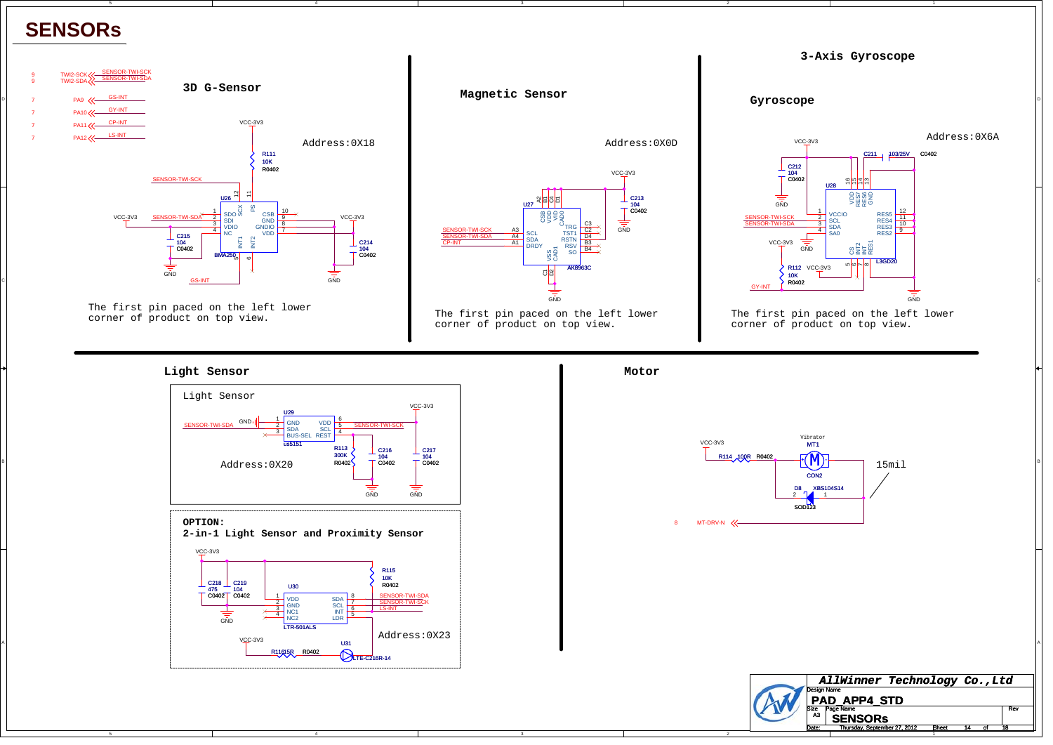# SENSORs

9 TWI2-SCK — SENSOR-TWI-SCK
9 TWI2-SDA — SENSOR-TWI-SDA
7 PA9 — GS-INT
7 PA10 — GY-INT
7 PA11 — CP-INT
7 PA12 — LS-INT

## 3D G-Sensor

Address:0X18

U26 BMA250: SDO, SDI, VDIO, NC, SCX, PS, CSB, GND, GNDIO, VDD, INT1, INT2

R111 10K R0402; C215 104 C0402; C214 104 C0402; VCC-3V3; GND; SENSOR-TWI-SCK; SENSOR-TWI-SDA; GS-INT

The first pin paced on the left lower corner of product on top view.

## Magnetic Sensor

Address:0X0D

U27 AK8963C: SCL, SDA, DRDY, CSB, VDD, VID, CAD0, TRG, TST1, RSTN, RSV, SO, VSS, CAD1

C213 104 C0402; VCC-3V3; GND; SENSOR-TWI-SCK; SENSOR-TWI-SDA; CP-INT

The first pin paced on the left lower corner of product on top view.

## 3-Axis Gyroscope

### Gyroscope

Address:0X6A

U28 L3GD20: VCCIO, SCL, SDA, SA0, VDD, RES7, RES6, GND, RES5, RES4, RES3, RES2, CS, INT2, INT, RES1

C211 103/25V C0402; C212 104 C0402; R112 10K R0402; VCC-3V3; GND; SENSOR-TWI-SCK; SENSOR-TWI-SDA; GY-INT

The first pin paced on the left lower corner of product on top view.

## Light Sensor

Light Sensor

Address:0X20

U29 us5151: GND, SDA, BUS-SEL, VDD, SCL, REST

R113 300K R0402; C216 104 C0402; C217 104 C0402; VCC-3V3; GND; SENSOR-TWI-SDA; SENSOR-TWI-SCK

OPTION:
2-in-1 Light Sensor and Proximity Sensor

Address:0X23

U30 LTR-501ALS: VDD, GND, NC1, NC2, SDA, SCL, INT, LDR

C218 475 C0402; C219 104 C0402; R115 10K R0402; R116 15R R0402; U31 LTE-C216R-14; VCC-3V3; GND; SENSOR-TWI-SDA; SENSOR-TWI-SCK; LS-INT

## Motor

Vibrator MT1 CON2

R114 100R R0402; D8 XBS104S14 SOD123; VCC-3V3; 15mil

8 MT-DRV-N

AllWinner Technology Co.,Ltd

Design Name: PAD_APP4_STD

Size: A3 | Page Name: SENSORs | Rev

Date: Thursday, September 27, 2012 | Sheet 14 of 18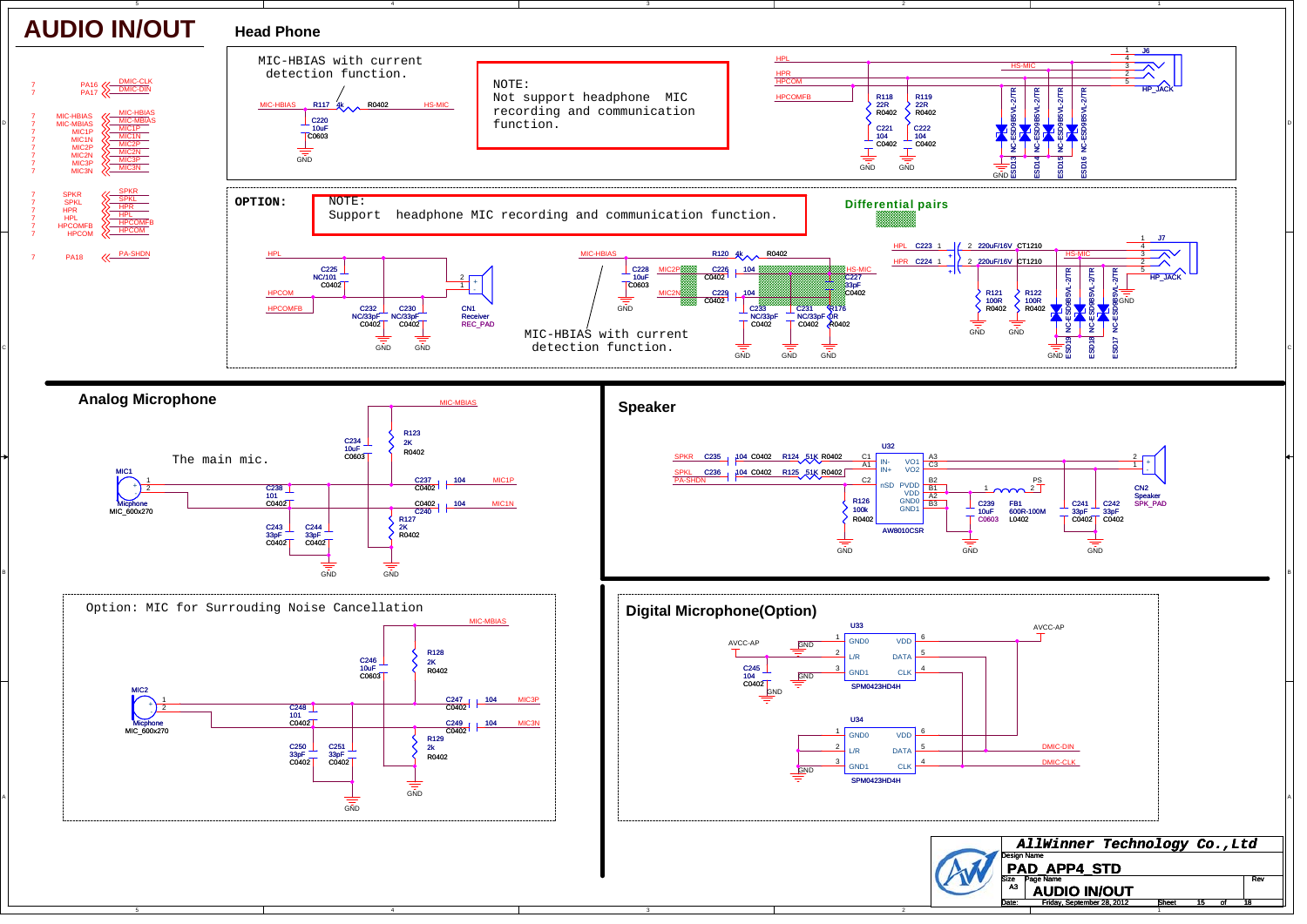# AUDIO IN/OUT

## Head Phone

MIC-HBIAS with current detection function.

NOTE:
Not support headphone MIC recording and communication function.

OPTION:

NOTE:
Support headphone MIC recording and communication function.

Differential pairs

MIC-HBIAS with current detection function.

## Analog Microphone

The main mic.

Option: MIC for Surrouding Noise Cancellation

## Speaker

## Digital Microphone(Option)

| AllWinner Technology Co.,Ltd | | |
|---|---|---|
| Design Name | PAD_APP4_STD | |
| Size A3 | Page Name AUDIO IN/OUT | Rev |
| Date: Friday, September 28, 2012 | Sheet 15 of 18 | |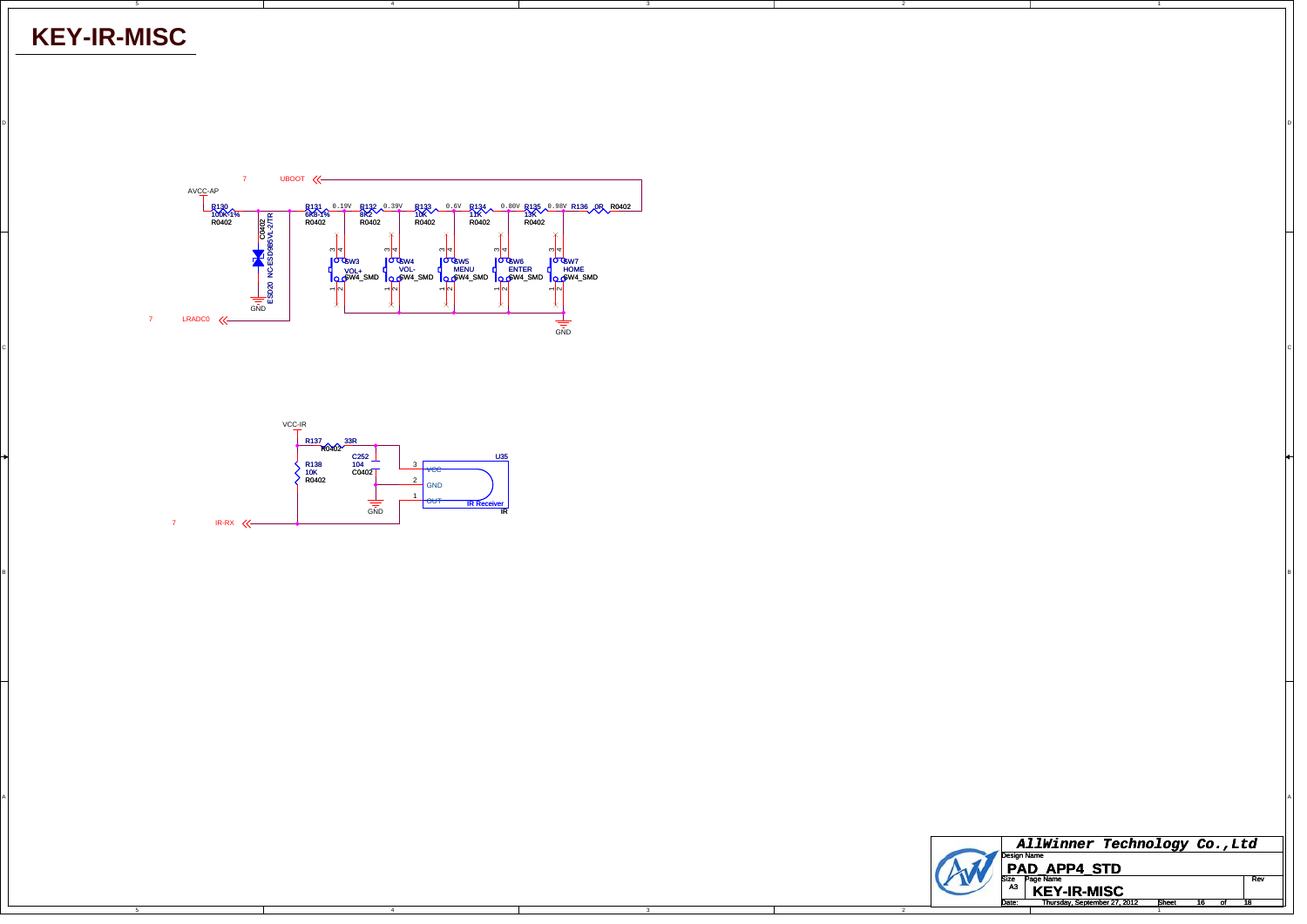# KEY-IR-MISC

7 UBOOT

AVCC-AP

R130 100K-1% R0402

C0402

ESD20 NC-ESD9B5VL-2/TR

GND

7 LRADC0

R131 8K8-1% R0402 — 0.19V

R132 8K2 R0402 — 0.39V

R133 10K R0402 — 0.6V

R134 11K R0402 — 0.80V

R135 13K R0402 — 0.98V

R136 0R R0402

SW3 VOL+ SW4_SMD

SW4 VOL- SW4_SMD

SW5 MENU SW4_SMD

SW6 ENTER SW4_SMD

SW7 HOME SW4_SMD

GND

VCC-IR

R137 33R R0402

R138 10K R0402

C252 104 C0402

GND

U35 IR Receiver IR

3 VCC

2 GND

1 OUT

7 IR-RX

| AllWinner Technology Co.,Ltd | | | |
|---|---|---|---|
| Design Name: PAD_APP4_STD | | | |
| Size: A3 | Page Name: KEY-IR-MISC | | Rev |
| Date: Thursday, September 27, 2012 | Sheet 16 | of 18 | |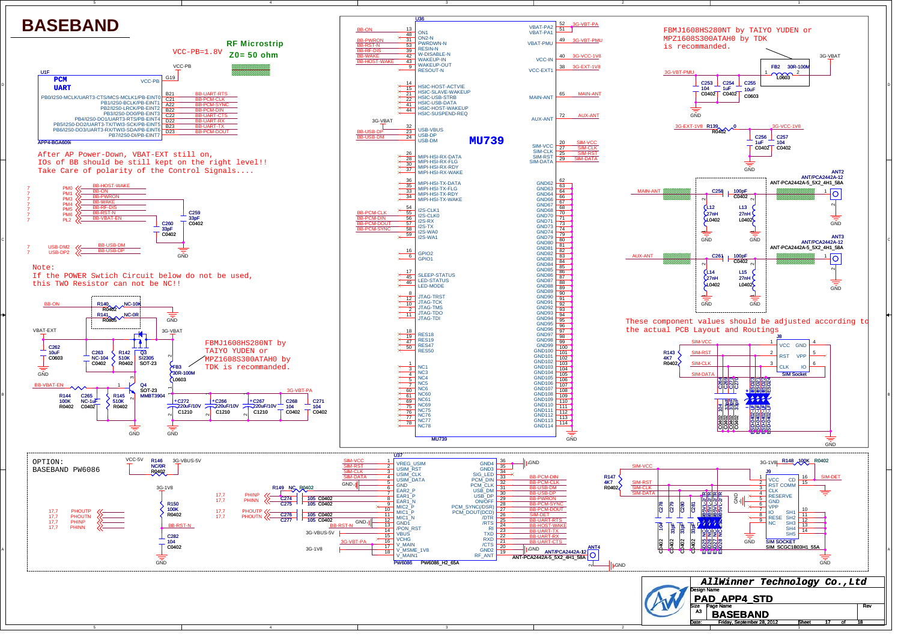# BASEBAND

RF Microstrip Z0= 50 ohm

VCC-PB=1.8V

U1F — PCM UART — APP4-BGA609i

| Pin | Function | Net |
|---|---|---|
| G19 | VCC-PB | VCC-PB |
| B21 | PB0/I2S0-MCLK/UART3-CTS/MCS-MCLK1/PB-EINT0 | BB-UART-RTS |
| C21 | PB1/I2S0-BCLK/PB-EINT1 | BB-PCM-CLK |
| A22 | PB2/I2S0-LRCK/PB-EINT2 | BB-PCM-SYNC |
| B22 | PB3/I2S0-DO0/PB-EINT3 | BB-PCM-DIN |
| C22 | PB4/I2S0-DO1/UART3-RTS/PB-EINT4 | BB-UART-CTS |
| D22 | PB5/I2S0-DO2/UART3-TX/TWI3-SCK/PB-EINT5 | BB-UART-RX |
| B23 | PB6/I2S0-DO3/UART3-RX/TWI3-SDA/PB-EINT6 | BB-UART-TX |
| D23 | PB7/I2S0-DI/PB-EINT7 | BB-PCM-DOUT |

After AP Power-Down, VBAT-EXT still on,
IOs of BB should be still kept on the right level!!
Take Care of polarity of the Control Signals....

| Port | Net |
|---|---|
| PM0 | BB-HOST-WAKE |
| PM1 | BB-ON |
| PM3 | BB-PWRON |
| PM4 | BB-WAKE |
| PM5 | BB-RF-DIS |
| PM6 | BB-RST-N |
| PL2 | BB-VBAT-EN |
| USB-DM2 | BB-USB-DM |
| USB-DP2 | BB-USB-DP |

C260 33pF C0402; C259 33pF C0402

Note:
If the POWER Swtich Circuit below do not be used,
this TWO Resistor can not be NC!!

R140 NC-10K R0402; R141 NC-0R R0805; C262 10uF C0603; C263 NC-104 C0402; R142 510K R0402; Q3 SI2305 SOT-23; FB3 30R-100M L0603; Q4 SOT-23 MMBT3904; R144 100K R0402; C265 NC-1uF C0402; R145 510K R0402; C272 220uF/10V C1210; C266 220uF/10V C1210; C267 220uF/10V C1210; C268 104 C0402; C271 104 C0402

FBMJ1608HS280NT by TAIYO YUDEN or MPZ1608S300ATAH0 by TDK is recommanded.

U36 — MU739

| Pin | Name | Net |
|---|---|---|
| 13 | ON1 | BB-ON |
| 48 | ON2-N | |
| 31 | PWRDWN-N | BB-PWRON |
| 53 | RESIN-N | BB-RST-N |
| 39 | W-DISABLE-N | BB-RF-DIS |
| 42 | WAKEUP-IN | BB-WAKE |
| 43 | WAKEUP-OUT | BB-HOST-WAKE |
| 9 | RESOUT-N | |
| 14,15,21,22,41,44 | HSIC-HOST-ACTVIE / HSIC-SLAVE-WAKEUP / HSIC-USB-STRB / HSIC-USB-DATA / HSIC-HOST-WAKEUP / HSIC-SUSPEND-REQ | |
| 32 | USB-VBUS | 3G-VBAT |
| 23 | USB-DP | BB-USB-DP |
| 24 | USB-DM | BB-USB-DM |
| 26,28,30,37 | MIPI-HSI-RX-DATA / RX-FLG / RX-RDY / RX-WAKE | |
| 36,35,33,34 | MIPI-HSI-TX-DATA / TX-FLG / TX-RDY / TX-WAKE | |
| 54 | I2S-CLK1 | |
| 55 | I2S-CLK0 | BB-PCM-CLK |
| 56 | I2S-RX | BB-PCM-DIN |
| 57 | I2S-TX | BB-PCM-DOUT |
| 58 | I2S-WA0 | BB-PCM-SYNC |
| 59 | I2S-WA1 | |
| 16,6 | GPIO2, GPIO1 | |
| 17,45,46 | SLEEP-STATUS, LED-STATUS, LED-MODE | |
| 8,12,10,2,11 | JTAG-TRST, JTAG-TCK, JTAG-TMS, JTAG-TDO, JTAG-TDI | |
| 18,19,47,50 | RES18, RES19, RES47, RES50 | |
| 1,3,4,5,7,60,61,69,75,76,77,78 | NC1, NC3, NC4, NC5, NC6, NC60, NC61, NC69, NC75, NC76, NC77, NC78 | |
| 52,51 | VBAT-PA2, VBAT-PA1 | 3G-VBT-PA |
| 49 | VBAT-PMU | 3G-VBT-PMU |
| 40 | VCC-IN | 3G-VCC-1V8 |
| 38 | VCC-EXT1 | 3G-EXT-1V8 |
| 65 | MAIN-ANT | MAIN-ANT |
| 72 | AUX-ANT | AUX-ANT |
| 20 | SIM-VCC | SIM-VCC |
| 27 | SIM-CLK | SIM-CLK |
| 25 | SIM-RST | SIM-RST |
| 29 | SIM-DATA | SIM-DATA |
| 62–114 | GND62–GND114 | GND |

FBMJ1608HS280NT by TAIYO YUDEN or MPZ1608S300ATAH0 by TDK is recommanded.

FB2 30R-100M L0603 (3G-VBT-PMU – 3G-VBAT); C253 104 C0402; C254 1uF C0402; C255 10uF C0603; R139 0 R0402 (3G-EXT-1V8 – 3G-VCC-1V8); C256 1uF C0402; C257 104 C0402

ANT2 ANT/PCA2442A-12 ANT-PCA2442A-5_5X2_4H1_58A; C258 100pF C0402; L12 27nH L0402; L13 27nH L0402
ANT3 ANT/PCA2442A-12 ANT-PCA2442A-5_5X2_4H1_58A; C261 100pF C0402; L14 27nH L0402; L15 27nH L0402

These component values should be adjusted according to the actual PCB Layout and Routings

J8 SIM Socket: VCC, GND, RST, VPP, CLK, IO; R143 4K7 R0402; C264/C269 104 C0402, C273/C270 33pF C0402; ESD23–ESD24 ESD-0402-LF

OPTION: BASEBAND PW6086

U37 — PW6086 (PW6086_H2_65A)

| Pin | Name | Net |
|---|---|---|
| 1 | VREG_USIM | SIM-VCC |
| 2 | USIM_RST | SIM-RST |
| 3 | USIM_CLK | SIM-CLK |
| 4 | USIM_DATA | SIM-DATA |
| 5 | GND | GND |
| 6 | EAR2_P | |
| 7 | EAR1_P | PHINP |
| 8 | EAR1_N | PHINN |
| 9 | MIC2_P | |
| 10 | MIC2_N | |
| 11 | MIC1_P | PHOUTP |
| 12 | MIC1_N | PHOUTN |
| 13 | GND1 | GND |
| 14 | /PON_RST | BB-RST-N |
| 15 | VBUS | 3G-VBUS-5V |
| 16 | VCHG | 3G-VBT-PA |
| 17 | V_MSME_1V8 | 3G-1V8 |
| 18 | V_MAIN1 | |
| 36 | GND4 | GND |
| 35 | GND3 | |
| 34 | SIG_LED | |
| 33 | PCM_DIN | BB-PCM-DIN |
| 32 | PCM_CLK | BB-PCM-CLK |
| 31 | USB_DM | BB-USB-DM |
| 30 | USB_DP | BB-USB-DP |
| 29 | ON/OFF | BB-PWRON |
| 28 | PCM_SYNC(DSR) | BB-PCM-SYNC |
| 27 | PCM_DOUT(DCD) | BB-PCM-DOUT |
| 26 | /DTR | SIM-DET |
| 25 | /RTS | BB-UART-RTS |
| 24 | RI | BB-HOST-WAKE |
| 23 | TXD | BB-UART-TX |
| 22 | RXD | BB-UART-RX |
| 21 | /CTS | BB-UART-CTS |
| 20 | GND2 | GND |
| 19 | RF_ANT | ANT4 ANT/PCA2442A-12 ANT-PCA2442A-5_5X2_4H1_58A |

R146 NC/0R R0402 (VCC-5V – 3G-VBUS-5V); R149 NC R0402 (3G-1V8); R150 100K R0402; C282 104 C0402; C274/C275 105 C0402; C276/C277 105 C0402

J9 SIM SOCKET SIM_SCGC1B03H1_55A: VCC, CD, RST, COMM, CLK, RESERVE, GND, VPP, IO, RESE, NC, SH1–SH5; R147 4K7 R0402; R148 100K R0402 (3G-1V8 – SIM-DET); C278 104 C0402; C279/C280/C281 33pF C0402; ESD25–ESD28 NC ESD5V5L-2/TR

AllWinner Technology Co.,Ltd

| Design Name | PAD_APP4_STD |
|---|---|
| Size | A3 |
| Page Name | BASEBAND |
| Date | Friday, September 28, 2012 |
| Sheet | 17 of 18 |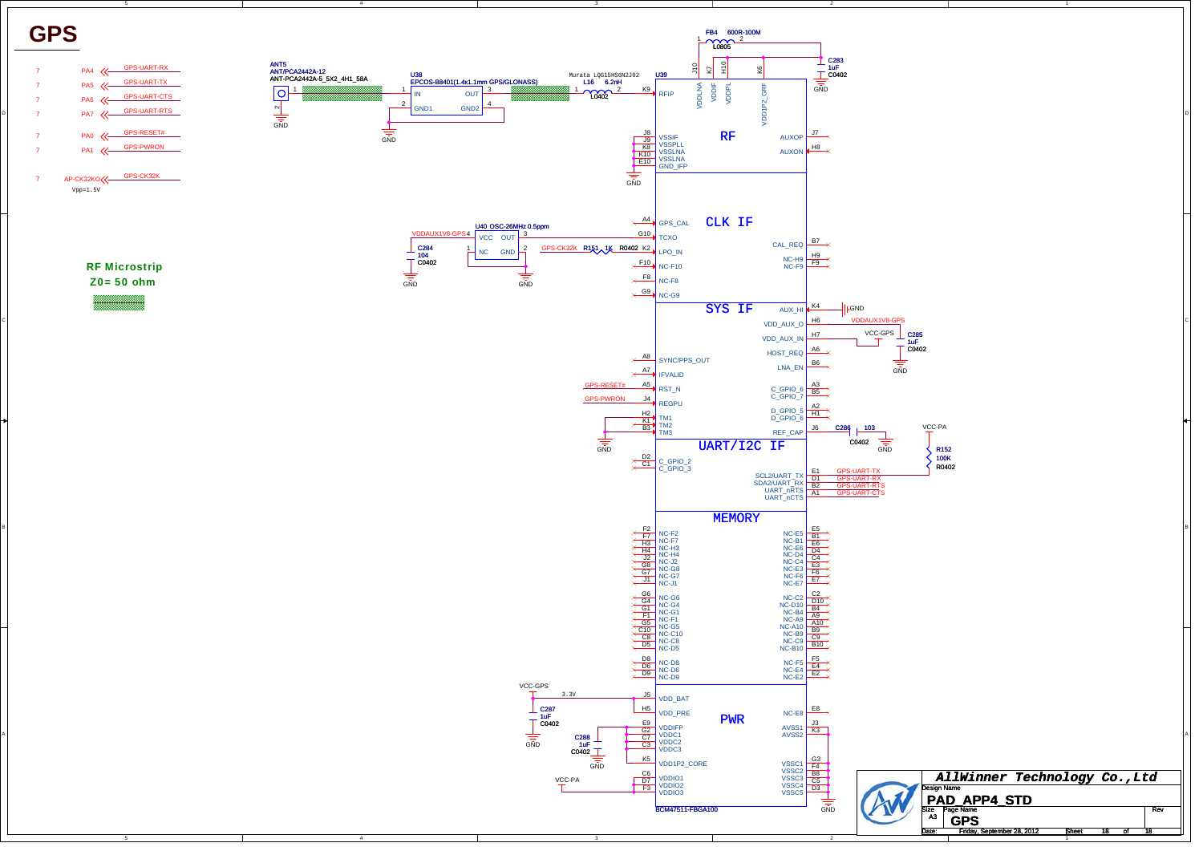# GPS

PA4 GPS-UART-RX
PA5 GPS-UART-TX
PA6 GPS-UART-CTS
PA7 GPS-UART-RTS
PA0 GPS-RESET#
PA1 GPS-PWRON
AP-CK32KO GPS-CK32K
Vpp=1.5V

**RF Microstrip**
**Z0= 50 ohm**

ANT5
ANT/PCA2442A-12
ANT-PCA2442A-5_5X2_4H1_58A

U38
EPCOS-B8401(1.4x1.1mm GPS/GLONASS)
IN OUT GND1 GND2

Murata LQG15HS6N2J02
L16 6.2nH
L0402

FB4 600R-100M
L0805

C283 1uF C0402

U39

RF
RFIP
VDDLNA VDDIF VDDPL VDD1P2_GRF
VSSIF VSSPLL VSSLNA VSSLNA GND_IFP
AUXOP AUXON

CLK IF
U40 OSC-26MHz 0.5ppm
VDDAUX1V8-GPS
C284 104 C0402
GPS_CAL TCXO LPO_IN NC-F10 NC-F8 NC-G9
GPS-CK32K R151 1K R0402
CAL_REQ NC-H9 NC-F9

SYS IF
AUX_HI VDD_AUX_O VDD_AUX_IN HOST_REQ LNA_EN
VDDAUX1V8-GPS
VCC-GPS
C285 1uF C0402
SYNC/PPS_OUT IFVALID RST_N REGPU TM1 TM2 TM3
GPS-RESET# GPS-PWRON
C_GPIO_6 C_GPIO_7 D_GPIO_5 D_GPIO_6 REF_CAP
C286 103 C0402
VCC-PA
R152 100K R0402

UART/I2C IF
C_GPIO_2 C_GPIO_3
SCL2/UART_TX SDA2/UART_RX UART_nRTS UART_nCTS
GPS-UART-TX GPS-UART-RX GPS-UART-RTS GPS-UART-CTS

MEMORY
NC-F2 NC-F7 NC-H3 NC-H4 NC-J2 NC-G8 NC-G7 NC-J1
NC-G6 NC-G4 NC-G1 NC-F1 NC-G5 NC-C10 NC-C8 NC-D5
NC-D8 NC-D6 NC-D9
NC-E5 NC-B1 NC-E6 NC-D4 NC-C4 NC-E3 NC-F6 NC-E7
NC-C2 NC-D10 NC-B4 NC-A9 NC-A10 NC-B9 NC-C9 NC-B10
NC-F5 NC-E4 NC-E2

PWR
VCC-GPS 3.3V
C287 1uF C0402
C288 1uF C0402
VCC-PA
VDD_BAT VDD_PRE VDDIFP VDDC1 VDDC2 VDDC3 VDD1P2_CORE VDDIO1 VDDIO2 VDDIO3
NC-E8 AVSS1 AVSS2 VSSC1 VSSC2 VSSC3 VSSC4 VSSC5

BCM47511-FBGA100

*AllWinner Technology Co.,Ltd*

| Design Name | | | |
|---|---|---|---|
| PAD_APP4_STD | | | |
| Size A3 | Page Name GPS | | Rev |
| Date: Friday, September 28, 2012 | Sheet 18 | of 18 | |